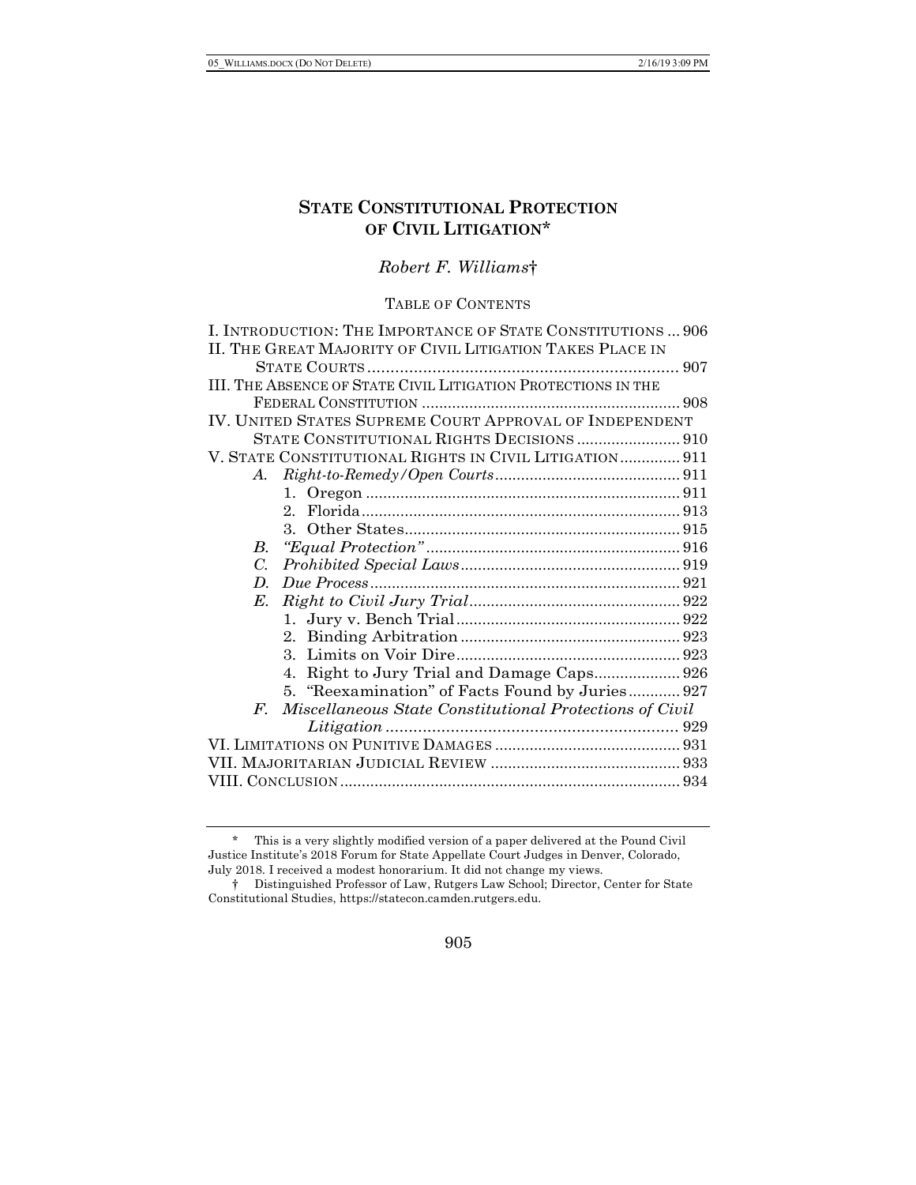# STATE CONSTITUTIONAL PROTECTION OF CIVIL LITIGATION*

*Robert F. Williams*†

TABLE OF CONTENTS

I. INTRODUCTION: THE IMPORTANCE OF STATE CONSTITUTIONS ... 906
II. THE GREAT MAJORITY OF CIVIL LITIGATION TAKES PLACE IN STATE COURTS ... 907
III. THE ABSENCE OF STATE CIVIL LITIGATION PROTECTIONS IN THE FEDERAL CONSTITUTION ... 908
IV. UNITED STATES SUPREME COURT APPROVAL OF INDEPENDENT STATE CONSTITUTIONAL RIGHTS DECISIONS ... 910
V. STATE CONSTITUTIONAL RIGHTS IN CIVIL LITIGATION ... 911
- *A. Right-to-Remedy/Open Courts* ... 911
  - 1. Oregon ... 911
  - 2. Florida ... 913
  - 3. Other States ... 915
- *B. "Equal Protection"* ... 916
- *C. Prohibited Special Laws* ... 919
- *D. Due Process* ... 921
- *E. Right to Civil Jury Trial* ... 922
  - 1. Jury v. Bench Trial ... 922
  - 2. Binding Arbitration ... 923
  - 3. Limits on Voir Dire ... 923
  - 4. Right to Jury Trial and Damage Caps ... 926
  - 5. "Reexamination" of Facts Found by Juries ... 927
- *F. Miscellaneous State Constitutional Protections of Civil Litigation* ... 929

VI. LIMITATIONS ON PUNITIVE DAMAGES ... 931
VII. MAJORITARIAN JUDICIAL REVIEW ... 933
VIII. CONCLUSION ... 934

---

\* This is a very slightly modified version of a paper delivered at the Pound Civil Justice Institute's 2018 Forum for State Appellate Court Judges in Denver, Colorado, July 2018. I received a modest honorarium. It did not change my views.

† Distinguished Professor of Law, Rutgers Law School; Director, Center for State Constitutional Studies, https://statecon.camden.rutgers.edu.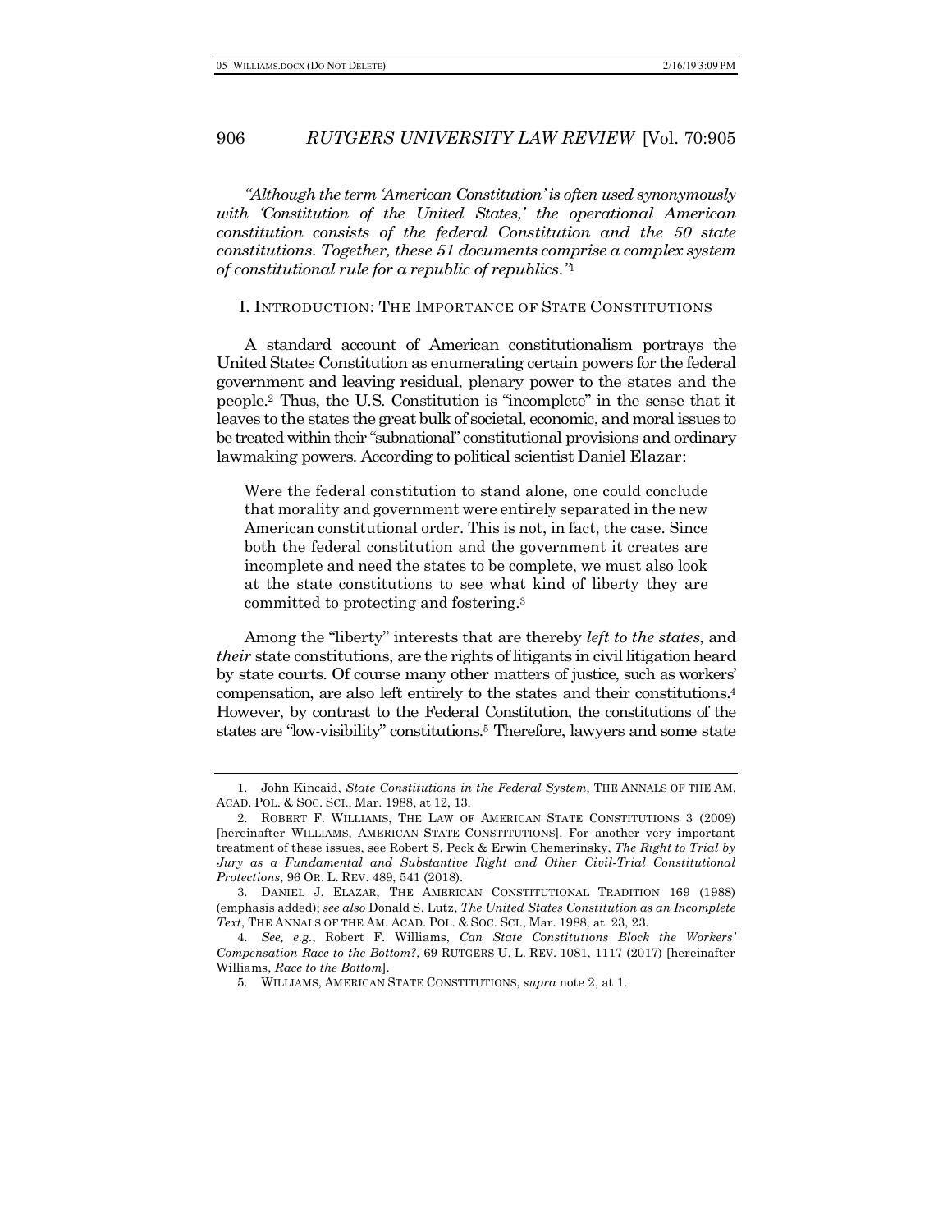*"Although the term 'American Constitution' is often used synonymously with 'Constitution of the United States,' the operational American constitution consists of the federal Constitution and the 50 state constitutions. Together, these 51 documents comprise a complex system of constitutional rule for a republic of republics."*[1]

## I. INTRODUCTION: THE IMPORTANCE OF STATE CONSTITUTIONS

A standard account of American constitutionalism portrays the United States Constitution as enumerating certain powers for the federal government and leaving residual, plenary power to the states and the people.[2] Thus, the U.S. Constitution is "incomplete" in the sense that it leaves to the states the great bulk of societal, economic, and moral issues to be treated within their "subnational" constitutional provisions and ordinary lawmaking powers. According to political scientist Daniel Elazar:

> Were the federal constitution to stand alone, one could conclude that morality and government were entirely separated in the new American constitutional order. This is not, in fact, the case. Since both the federal constitution and the government it creates are incomplete and need the states to be complete, we must also look at the state constitutions to see what kind of liberty they are committed to protecting and fostering.[3]

Among the "liberty" interests that are thereby *left to the states*, and *their* state constitutions, are the rights of litigants in civil litigation heard by state courts. Of course many other matters of justice, such as workers' compensation, are also left entirely to the states and their constitutions.[4] However, by contrast to the Federal Constitution, the constitutions of the states are "low-visibility" constitutions.[5] Therefore, lawyers and some state

---

1. John Kincaid, *State Constitutions in the Federal System*, THE ANNALS OF THE AM. ACAD. POL. & SOC. SCI., Mar. 1988, at 12, 13.

2. ROBERT F. WILLIAMS, THE LAW OF AMERICAN STATE CONSTITUTIONS 3 (2009) [hereinafter WILLIAMS, AMERICAN STATE CONSTITUTIONS]. For another very important treatment of these issues, see Robert S. Peck & Erwin Chemerinsky, *The Right to Trial by Jury as a Fundamental and Substantive Right and Other Civil-Trial Constitutional Protections*, 96 OR. L. REV. 489, 541 (2018).

3. DANIEL J. ELAZAR, THE AMERICAN CONSTITUTIONAL TRADITION 169 (1988) (emphasis added); *see also* Donald S. Lutz, *The United States Constitution as an Incomplete Text*, THE ANNALS OF THE AM. ACAD. POL. & SOC. SCI., Mar. 1988, at 23, 23.

4. *See, e.g.*, Robert F. Williams, *Can State Constitutions Block the Workers' Compensation Race to the Bottom?*, 69 RUTGERS U. L. REV. 1081, 1117 (2017) [hereinafter Williams, *Race to the Bottom*].

5. WILLIAMS, AMERICAN STATE CONSTITUTIONS, *supra* note 2, at 1.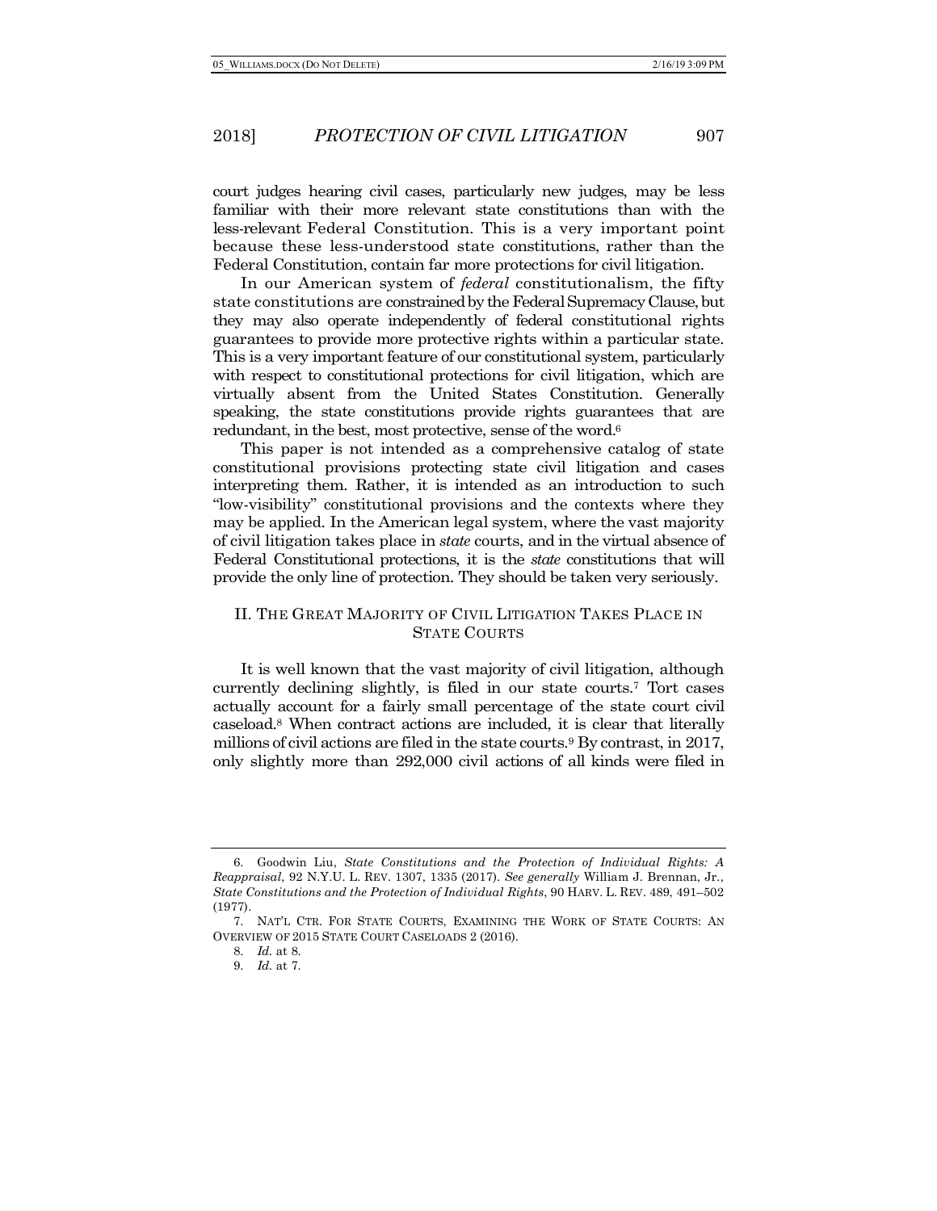court judges hearing civil cases, particularly new judges, may be less familiar with their more relevant state constitutions than with the less-relevant Federal Constitution. This is a very important point because these less-understood state constitutions, rather than the Federal Constitution, contain far more protections for civil litigation.

In our American system of *federal* constitutionalism, the fifty state constitutions are constrained by the Federal Supremacy Clause, but they may also operate independently of federal constitutional rights guarantees to provide more protective rights within a particular state. This is a very important feature of our constitutional system, particularly with respect to constitutional protections for civil litigation, which are virtually absent from the United States Constitution. Generally speaking, the state constitutions provide rights guarantees that are redundant, in the best, most protective, sense of the word.[6]

This paper is not intended as a comprehensive catalog of state constitutional provisions protecting state civil litigation and cases interpreting them. Rather, it is intended as an introduction to such "low-visibility" constitutional provisions and the contexts where they may be applied. In the American legal system, where the vast majority of civil litigation takes place in *state* courts, and in the virtual absence of Federal Constitutional protections, it is the *state* constitutions that will provide the only line of protection. They should be taken very seriously.

## II. THE GREAT MAJORITY OF CIVIL LITIGATION TAKES PLACE IN STATE COURTS

It is well known that the vast majority of civil litigation, although currently declining slightly, is filed in our state courts.[7] Tort cases actually account for a fairly small percentage of the state court civil caseload.[8] When contract actions are included, it is clear that literally millions of civil actions are filed in the state courts.[9] By contrast, in 2017, only slightly more than 292,000 civil actions of all kinds were filed in

---

6. Goodwin Liu, *State Constitutions and the Protection of Individual Rights: A Reappraisal*, 92 N.Y.U. L. REV. 1307, 1335 (2017). *See generally* William J. Brennan, Jr., *State Constitutions and the Protection of Individual Rights*, 90 HARV. L. REV. 489, 491–502 (1977).

7. NAT'L CTR. FOR STATE COURTS, EXAMINING THE WORK OF STATE COURTS: AN OVERVIEW OF 2015 STATE COURT CASELOADS 2 (2016).

8. *Id.* at 8.

9. *Id.* at 7.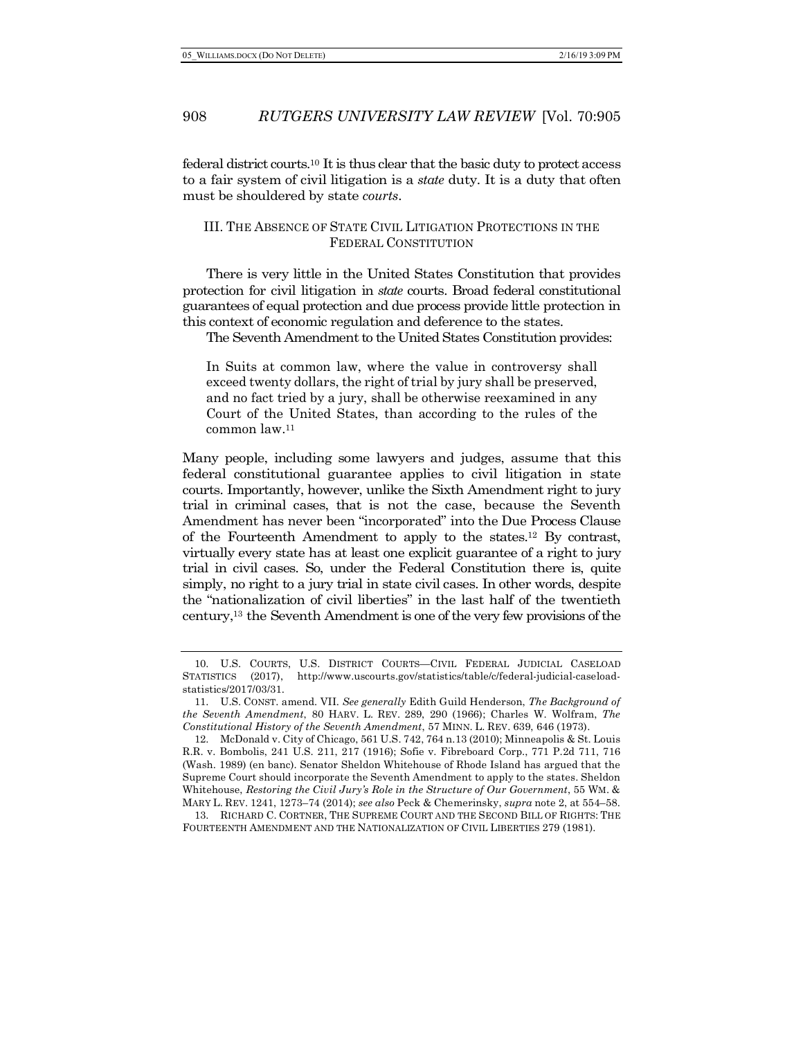federal district courts.[10] It is thus clear that the basic duty to protect access to a fair system of civil litigation is a *state* duty. It is a duty that often must be shouldered by state *courts*.

## III. THE ABSENCE OF STATE CIVIL LITIGATION PROTECTIONS IN THE FEDERAL CONSTITUTION

There is very little in the United States Constitution that provides protection for civil litigation in *state* courts. Broad federal constitutional guarantees of equal protection and due process provide little protection in this context of economic regulation and deference to the states.

The Seventh Amendment to the United States Constitution provides:

> In Suits at common law, where the value in controversy shall exceed twenty dollars, the right of trial by jury shall be preserved, and no fact tried by a jury, shall be otherwise reexamined in any Court of the United States, than according to the rules of the common law.[11]

Many people, including some lawyers and judges, assume that this federal constitutional guarantee applies to civil litigation in state courts. Importantly, however, unlike the Sixth Amendment right to jury trial in criminal cases, that is not the case, because the Seventh Amendment has never been "incorporated" into the Due Process Clause of the Fourteenth Amendment to apply to the states.[12] By contrast, virtually every state has at least one explicit guarantee of a right to jury trial in civil cases. So, under the Federal Constitution there is, quite simply, no right to a jury trial in state civil cases. In other words, despite the "nationalization of civil liberties" in the last half of the twentieth century,[13] the Seventh Amendment is one of the very few provisions of the

---

10. U.S. COURTS, U.S. DISTRICT COURTS—CIVIL FEDERAL JUDICIAL CASELOAD STATISTICS (2017), http://www.uscourts.gov/statistics/table/c/federal-judicial-caseload-statistics/2017/03/31.

11. U.S. CONST. amend. VII. *See generally* Edith Guild Henderson, *The Background of the Seventh Amendment*, 80 HARV. L. REV. 289, 290 (1966); Charles W. Wolfram, *The Constitutional History of the Seventh Amendment*, 57 MINN. L. REV. 639, 646 (1973).

12. McDonald v. City of Chicago, 561 U.S. 742, 764 n.13 (2010); Minneapolis & St. Louis R.R. v. Bombolis, 241 U.S. 211, 217 (1916); Sofie v. Fibreboard Corp., 771 P.2d 711, 716 (Wash. 1989) (en banc). Senator Sheldon Whitehouse of Rhode Island has argued that the Supreme Court should incorporate the Seventh Amendment to apply to the states. Sheldon Whitehouse, *Restoring the Civil Jury's Role in the Structure of Our Government*, 55 WM. & MARY L. REV. 1241, 1273–74 (2014); *see also* Peck & Chemerinsky, *supra* note 2, at 554–58.

13. RICHARD C. CORTNER, THE SUPREME COURT AND THE SECOND BILL OF RIGHTS: THE FOURTEENTH AMENDMENT AND THE NATIONALIZATION OF CIVIL LIBERTIES 279 (1981).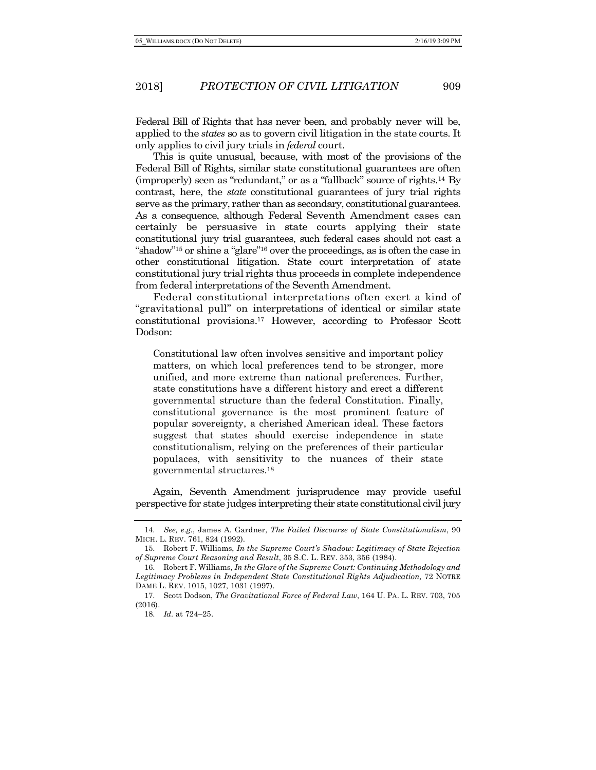Federal Bill of Rights that has never been, and probably never will be, applied to the *states* so as to govern civil litigation in the state courts. It only applies to civil jury trials in *federal* court.

This is quite unusual, because, with most of the provisions of the Federal Bill of Rights, similar state constitutional guarantees are often (improperly) seen as "redundant," or as a "fallback" source of rights.[14] By contrast, here, the *state* constitutional guarantees of jury trial rights serve as the primary, rather than as secondary, constitutional guarantees. As a consequence, although Federal Seventh Amendment cases can certainly be persuasive in state courts applying their state constitutional jury trial guarantees, such federal cases should not cast a "shadow"[15] or shine a "glare"[16] over the proceedings, as is often the case in other constitutional litigation. State court interpretation of state constitutional jury trial rights thus proceeds in complete independence from federal interpretations of the Seventh Amendment.

Federal constitutional interpretations often exert a kind of "gravitational pull" on interpretations of identical or similar state constitutional provisions.[17] However, according to Professor Scott Dodson:

> Constitutional law often involves sensitive and important policy matters, on which local preferences tend to be stronger, more unified, and more extreme than national preferences. Further, state constitutions have a different history and erect a different governmental structure than the federal Constitution. Finally, constitutional governance is the most prominent feature of popular sovereignty, a cherished American ideal. These factors suggest that states should exercise independence in state constitutionalism, relying on the preferences of their particular populaces, with sensitivity to the nuances of their state governmental structures.[18]

Again, Seventh Amendment jurisprudence may provide useful perspective for state judges interpreting their state constitutional civil jury

---

14. *See, e.g.*, James A. Gardner, *The Failed Discourse of State Constitutionalism*, 90 MICH. L. REV. 761, 824 (1992).

15. Robert F. Williams, *In the Supreme Court's Shadow: Legitimacy of State Rejection of Supreme Court Reasoning and Result*, 35 S.C. L. REV. 353, 356 (1984).

16. Robert F. Williams, *In the Glare of the Supreme Court: Continuing Methodology and Legitimacy Problems in Independent State Constitutional Rights Adjudication,* 72 NOTRE DAME L. REV. 1015, 1027, 1031 (1997).

17. Scott Dodson, *The Gravitational Force of Federal Law*, 164 U. PA. L. REV. 703, 705 (2016).

18. *Id.* at 724–25.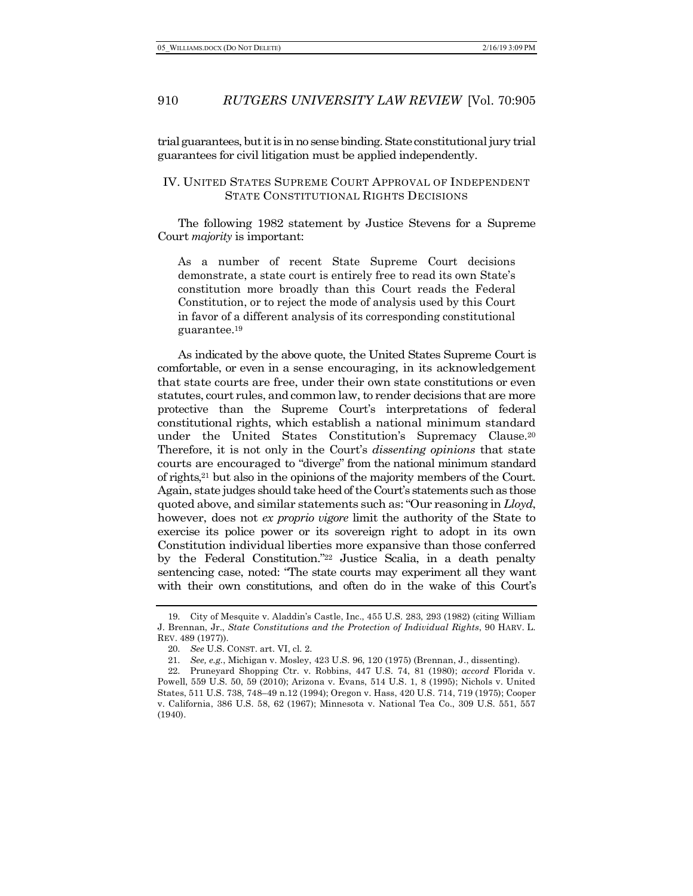trial guarantees, but it is in no sense binding. State constitutional jury trial guarantees for civil litigation must be applied independently.

## IV. UNITED STATES SUPREME COURT APPROVAL OF INDEPENDENT STATE CONSTITUTIONAL RIGHTS DECISIONS

The following 1982 statement by Justice Stevens for a Supreme Court *majority* is important:

> As a number of recent State Supreme Court decisions demonstrate, a state court is entirely free to read its own State's constitution more broadly than this Court reads the Federal Constitution, or to reject the mode of analysis used by this Court in favor of a different analysis of its corresponding constitutional guarantee.[19]

As indicated by the above quote, the United States Supreme Court is comfortable, or even in a sense encouraging, in its acknowledgement that state courts are free, under their own state constitutions or even statutes, court rules, and common law, to render decisions that are more protective than the Supreme Court's interpretations of federal constitutional rights, which establish a national minimum standard under the United States Constitution's Supremacy Clause.[20] Therefore, it is not only in the Court's *dissenting opinions* that state courts are encouraged to "diverge" from the national minimum standard of rights,[21] but also in the opinions of the majority members of the Court. Again, state judges should take heed of the Court's statements such as those quoted above, and similar statements such as: "Our reasoning in *Lloyd*, however, does not *ex proprio vigore* limit the authority of the State to exercise its police power or its sovereign right to adopt in its own Constitution individual liberties more expansive than those conferred by the Federal Constitution."[22] Justice Scalia, in a death penalty sentencing case, noted: "The state courts may experiment all they want with their own constitutions, and often do in the wake of this Court's

---

19. City of Mesquite v. Aladdin's Castle, Inc., 455 U.S. 283, 293 (1982) (citing William J. Brennan, Jr., *State Constitutions and the Protection of Individual Rights*, 90 HARV. L. REV. 489 (1977)).

20. *See* U.S. CONST. art. VI, cl. 2.

21. *See, e.g.*, Michigan v. Mosley, 423 U.S. 96, 120 (1975) (Brennan, J., dissenting).

22. Pruneyard Shopping Ctr. v. Robbins, 447 U.S. 74, 81 (1980); *accord* Florida v. Powell, 559 U.S. 50, 59 (2010); Arizona v. Evans, 514 U.S. 1, 8 (1995); Nichols v. United States, 511 U.S. 738, 748–49 n.12 (1994); Oregon v. Hass, 420 U.S. 714, 719 (1975); Cooper v. California, 386 U.S. 58, 62 (1967); Minnesota v. National Tea Co., 309 U.S. 551, 557 (1940).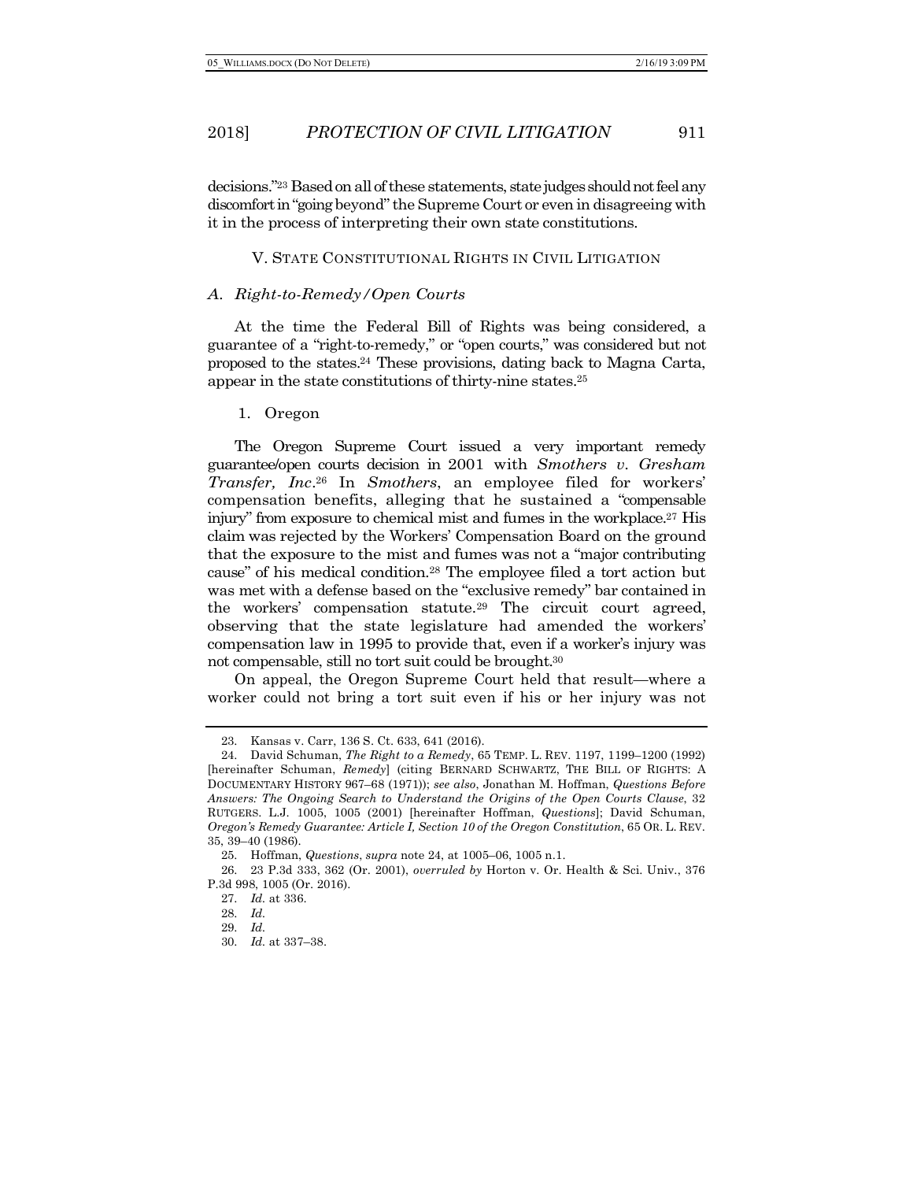decisions."[23] Based on all of these statements, state judges should not feel any discomfort in "going beyond" the Supreme Court or even in disagreeing with it in the process of interpreting their own state constitutions.

## V. STATE CONSTITUTIONAL RIGHTS IN CIVIL LITIGATION

### *A. Right-to-Remedy/Open Courts*

At the time the Federal Bill of Rights was being considered, a guarantee of a "right-to-remedy," or "open courts," was considered but not proposed to the states.[24] These provisions, dating back to Magna Carta, appear in the state constitutions of thirty-nine states.[25]

#### 1. Oregon

The Oregon Supreme Court issued a very important remedy guarantee/open courts decision in 2001 with *Smothers v. Gresham Transfer, Inc*.[26] In *Smothers*, an employee filed for workers' compensation benefits, alleging that he sustained a "compensable injury" from exposure to chemical mist and fumes in the workplace.[27] His claim was rejected by the Workers' Compensation Board on the ground that the exposure to the mist and fumes was not a "major contributing cause" of his medical condition.[28] The employee filed a tort action but was met with a defense based on the "exclusive remedy" bar contained in the workers' compensation statute.[29] The circuit court agreed, observing that the state legislature had amended the workers' compensation law in 1995 to provide that, even if a worker's injury was not compensable, still no tort suit could be brought.[30]

On appeal, the Oregon Supreme Court held that result—where a worker could not bring a tort suit even if his or her injury was not

---

23. Kansas v. Carr, 136 S. Ct. 633, 641 (2016).

24. David Schuman, *The Right to a Remedy*, 65 TEMP. L. REV. 1197, 1199–1200 (1992) [hereinafter Schuman, *Remedy*] (citing BERNARD SCHWARTZ, THE BILL OF RIGHTS: A DOCUMENTARY HISTORY 967–68 (1971)); *see also*, Jonathan M. Hoffman, *Questions Before Answers: The Ongoing Search to Understand the Origins of the Open Courts Clause*, 32 RUTGERS. L.J. 1005, 1005 (2001) [hereinafter Hoffman, *Questions*]; David Schuman, *Oregon's Remedy Guarantee: Article I, Section 10 of the Oregon Constitution*, 65 OR. L. REV. 35, 39–40 (1986).

25. Hoffman, *Questions*, *supra* note 24, at 1005–06, 1005 n.1.

26. 23 P.3d 333, 362 (Or. 2001), *overruled by* Horton v. Or. Health & Sci. Univ., 376 P.3d 998, 1005 (Or. 2016).

27. *Id.* at 336.

28. *Id.*

29. *Id.*

30. *Id.* at 337–38.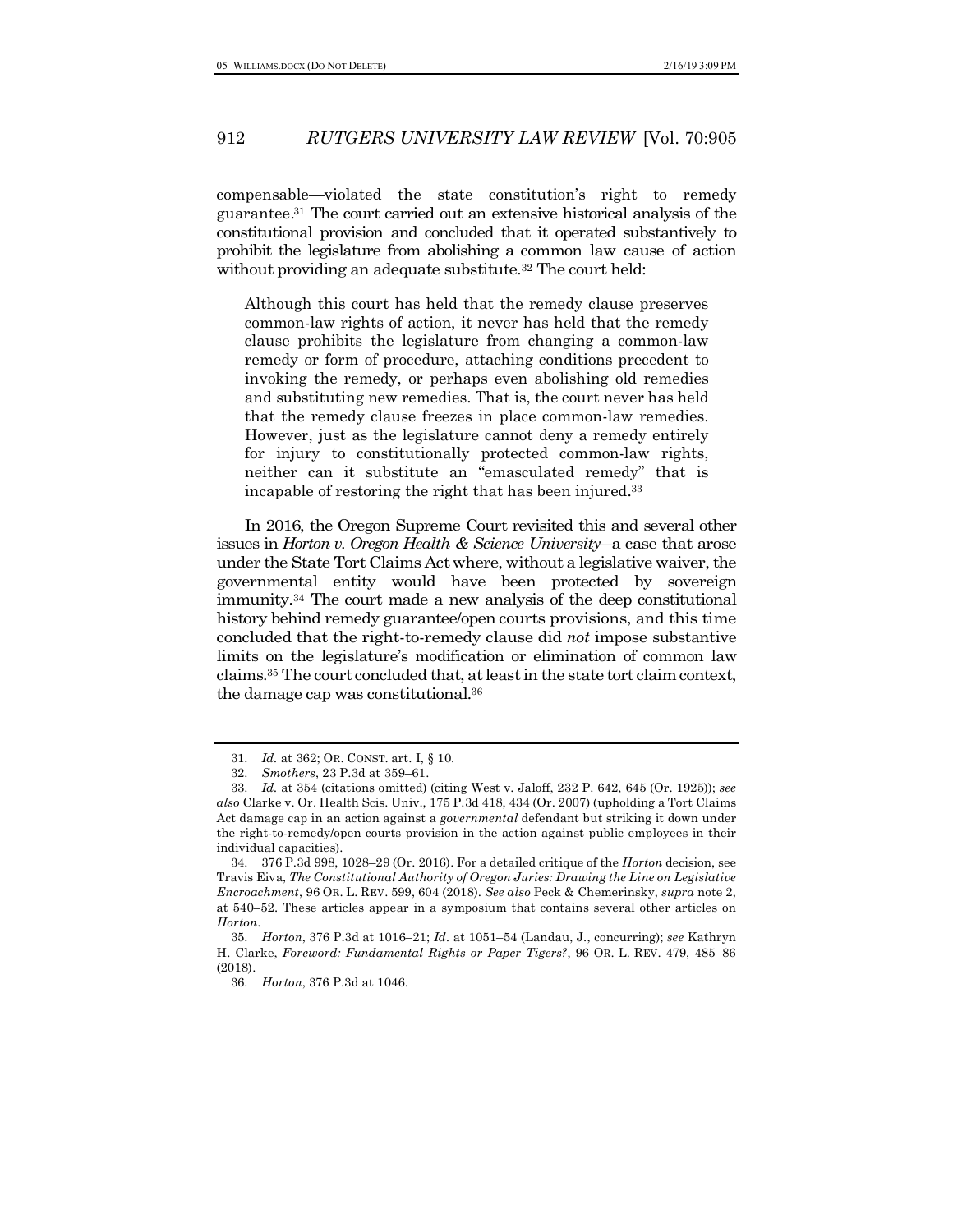compensable—violated the state constitution's right to remedy guarantee.[31] The court carried out an extensive historical analysis of the constitutional provision and concluded that it operated substantively to prohibit the legislature from abolishing a common law cause of action without providing an adequate substitute.[32] The court held:

> Although this court has held that the remedy clause preserves common-law rights of action, it never has held that the remedy clause prohibits the legislature from changing a common-law remedy or form of procedure, attaching conditions precedent to invoking the remedy, or perhaps even abolishing old remedies and substituting new remedies. That is, the court never has held that the remedy clause freezes in place common-law remedies. However, just as the legislature cannot deny a remedy entirely for injury to constitutionally protected common-law rights, neither can it substitute an "emasculated remedy" that is incapable of restoring the right that has been injured.[33]

In 2016, the Oregon Supreme Court revisited this and several other issues in *Horton v. Oregon Health & Science University*—a case that arose under the State Tort Claims Act where, without a legislative waiver, the governmental entity would have been protected by sovereign immunity.[34] The court made a new analysis of the deep constitutional history behind remedy guarantee/open courts provisions, and this time concluded that the right-to-remedy clause did *not* impose substantive limits on the legislature's modification or elimination of common law claims.[35] The court concluded that, at least in the state tort claim context, the damage cap was constitutional.[36]

---

31. *Id.* at 362; OR. CONST. art. I, § 10.

32. *Smothers*, 23 P.3d at 359–61.

33. *Id.* at 354 (citations omitted) (citing West v. Jaloff, 232 P. 642, 645 (Or. 1925)); *see also* Clarke v. Or. Health Scis. Univ., 175 P.3d 418, 434 (Or. 2007) (upholding a Tort Claims Act damage cap in an action against a *governmental* defendant but striking it down under the right-to-remedy/open courts provision in the action against public employees in their individual capacities).

34. 376 P.3d 998, 1028–29 (Or. 2016). For a detailed critique of the *Horton* decision, see Travis Eiva, *The Constitutional Authority of Oregon Juries: Drawing the Line on Legislative Encroachment*, 96 OR. L. REV. 599, 604 (2018). *See also* Peck & Chemerinsky, *supra* note 2, at 540–52. These articles appear in a symposium that contains several other articles on *Horton*.

35. *Horton*, 376 P.3d at 1016–21; *Id.* at 1051–54 (Landau, J., concurring); *see* Kathryn H. Clarke, *Foreword: Fundamental Rights or Paper Tigers?*, 96 OR. L. REV. 479, 485–86 (2018).

36. *Horton*, 376 P.3d at 1046.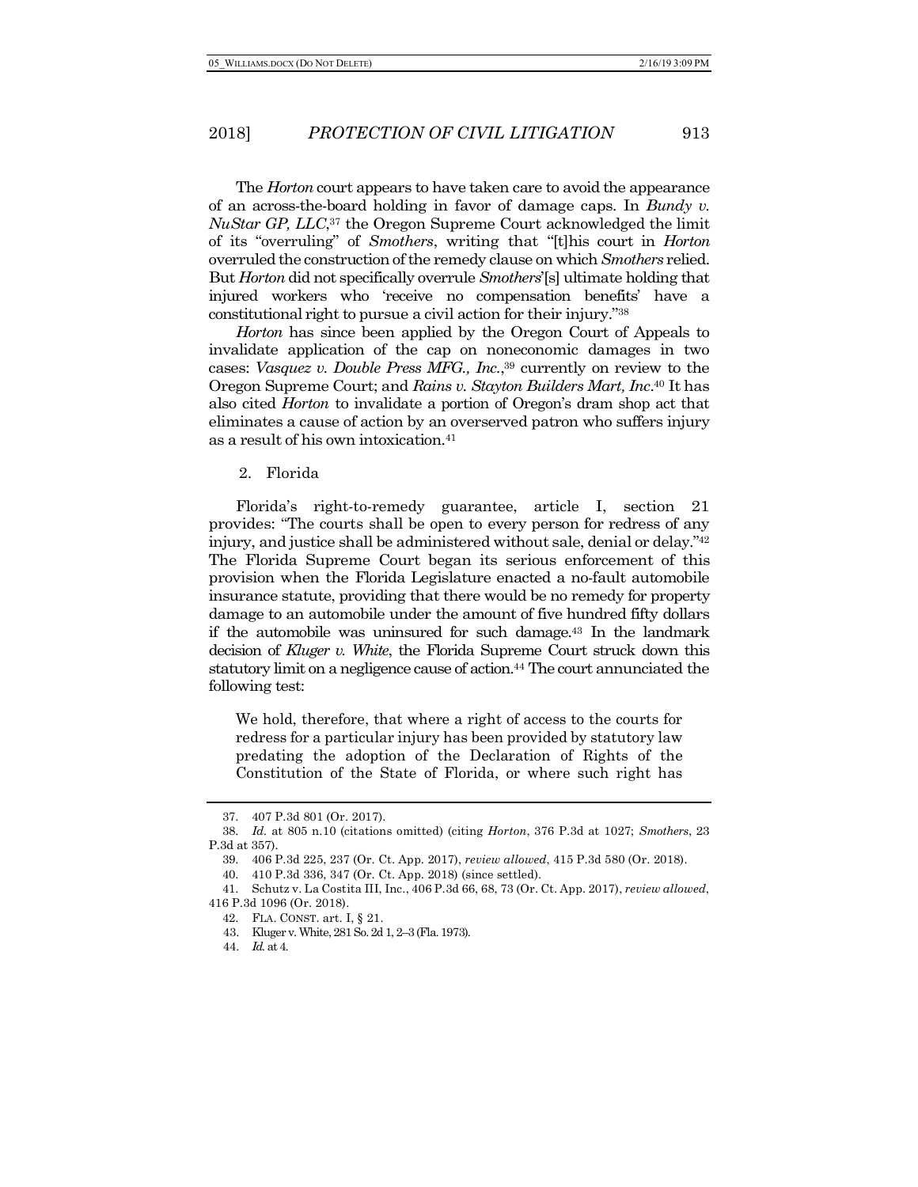The *Horton* court appears to have taken care to avoid the appearance of an across-the-board holding in favor of damage caps. In *Bundy v. NuStar GP, LLC*,[37] the Oregon Supreme Court acknowledged the limit of its "overruling" of *Smothers*, writing that "[t]his court in *Horton* overruled the construction of the remedy clause on which *Smothers* relied. But *Horton* did not specifically overrule *Smothers*'[s] ultimate holding that injured workers who 'receive no compensation benefits' have a constitutional right to pursue a civil action for their injury."[38]

*Horton* has since been applied by the Oregon Court of Appeals to invalidate application of the cap on noneconomic damages in two cases: *Vasquez v. Double Press MFG., Inc.*,[39] currently on review to the Oregon Supreme Court; and *Rains v. Stayton Builders Mart, Inc*.[40] It has also cited *Horton* to invalidate a portion of Oregon's dram shop act that eliminates a cause of action by an overserved patron who suffers injury as a result of his own intoxication.[41]

2. Florida

Florida's right-to-remedy guarantee, article I, section 21 provides: "The courts shall be open to every person for redress of any injury, and justice shall be administered without sale, denial or delay."[42] The Florida Supreme Court began its serious enforcement of this provision when the Florida Legislature enacted a no-fault automobile insurance statute, providing that there would be no remedy for property damage to an automobile under the amount of five hundred fifty dollars if the automobile was uninsured for such damage.[43] In the landmark decision of *Kluger v. White*, the Florida Supreme Court struck down this statutory limit on a negligence cause of action.[44] The court annunciated the following test:

> We hold, therefore, that where a right of access to the courts for redress for a particular injury has been provided by statutory law predating the adoption of the Declaration of Rights of the Constitution of the State of Florida, or where such right has

37. 407 P.3d 801 (Or. 2017).

38. *Id.* at 805 n.10 (citations omitted) (citing *Horton*, 376 P.3d at 1027; *Smothers*, 23 P.3d at 357).

39. 406 P.3d 225, 237 (Or. Ct. App. 2017), *review allowed*, 415 P.3d 580 (Or. 2018).

40. 410 P.3d 336, 347 (Or. Ct. App. 2018) (since settled).

41. Schutz v. La Costita III, Inc., 406 P.3d 66, 68, 73 (Or. Ct. App. 2017), *review allowed*, 416 P.3d 1096 (Or. 2018).

42. FLA. CONST. art. I, § 21.

43. Kluger v. White, 281 So. 2d 1, 2–3 (Fla. 1973).

44. *Id.* at 4.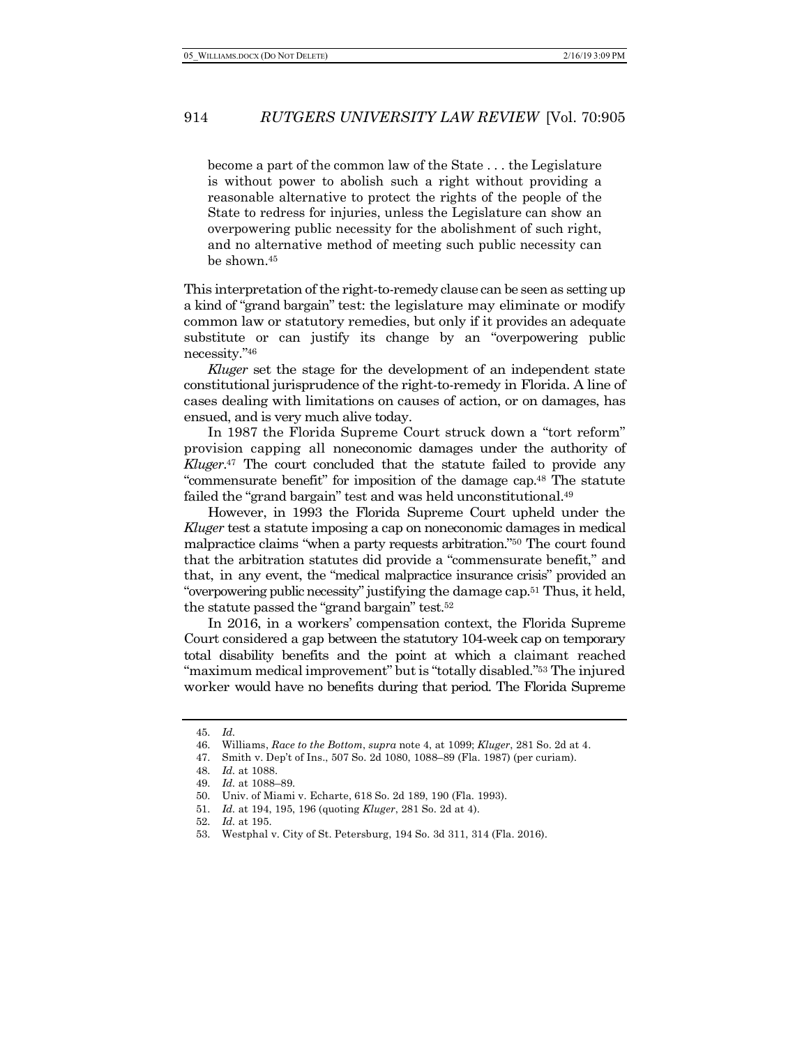> become a part of the common law of the State . . . the Legislature is without power to abolish such a right without providing a reasonable alternative to protect the rights of the people of the State to redress for injuries, unless the Legislature can show an overpowering public necessity for the abolishment of such right, and no alternative method of meeting such public necessity can be shown.[45]

This interpretation of the right-to-remedy clause can be seen as setting up a kind of "grand bargain" test: the legislature may eliminate or modify common law or statutory remedies, but only if it provides an adequate substitute or can justify its change by an "overpowering public necessity."[46]

*Kluger* set the stage for the development of an independent state constitutional jurisprudence of the right-to-remedy in Florida. A line of cases dealing with limitations on causes of action, or on damages, has ensued, and is very much alive today.

In 1987 the Florida Supreme Court struck down a "tort reform" provision capping all noneconomic damages under the authority of *Kluger*.[47] The court concluded that the statute failed to provide any "commensurate benefit" for imposition of the damage cap.[48] The statute failed the "grand bargain" test and was held unconstitutional.[49]

However, in 1993 the Florida Supreme Court upheld under the *Kluger* test a statute imposing a cap on noneconomic damages in medical malpractice claims "when a party requests arbitration."[50] The court found that the arbitration statutes did provide a "commensurate benefit," and that, in any event, the "medical malpractice insurance crisis" provided an "overpowering public necessity" justifying the damage cap.[51] Thus, it held, the statute passed the "grand bargain" test.[52]

In 2016, in a workers' compensation context, the Florida Supreme Court considered a gap between the statutory 104-week cap on temporary total disability benefits and the point at which a claimant reached "maximum medical improvement" but is "totally disabled."[53] The injured worker would have no benefits during that period. The Florida Supreme

---

45. *Id.*
46. Williams, *Race to the Bottom*, *supra* note 4, at 1099; *Kluger*, 281 So. 2d at 4.
47. Smith v. Dep't of Ins., 507 So. 2d 1080, 1088–89 (Fla. 1987) (per curiam).
48. *Id.* at 1088.
49. *Id.* at 1088–89.
50. Univ. of Miami v. Echarte, 618 So. 2d 189, 190 (Fla. 1993).
51. *Id.* at 194, 195, 196 (quoting *Kluger*, 281 So. 2d at 4).
52. *Id.* at 195.
53. Westphal v. City of St. Petersburg, 194 So. 3d 311, 314 (Fla. 2016).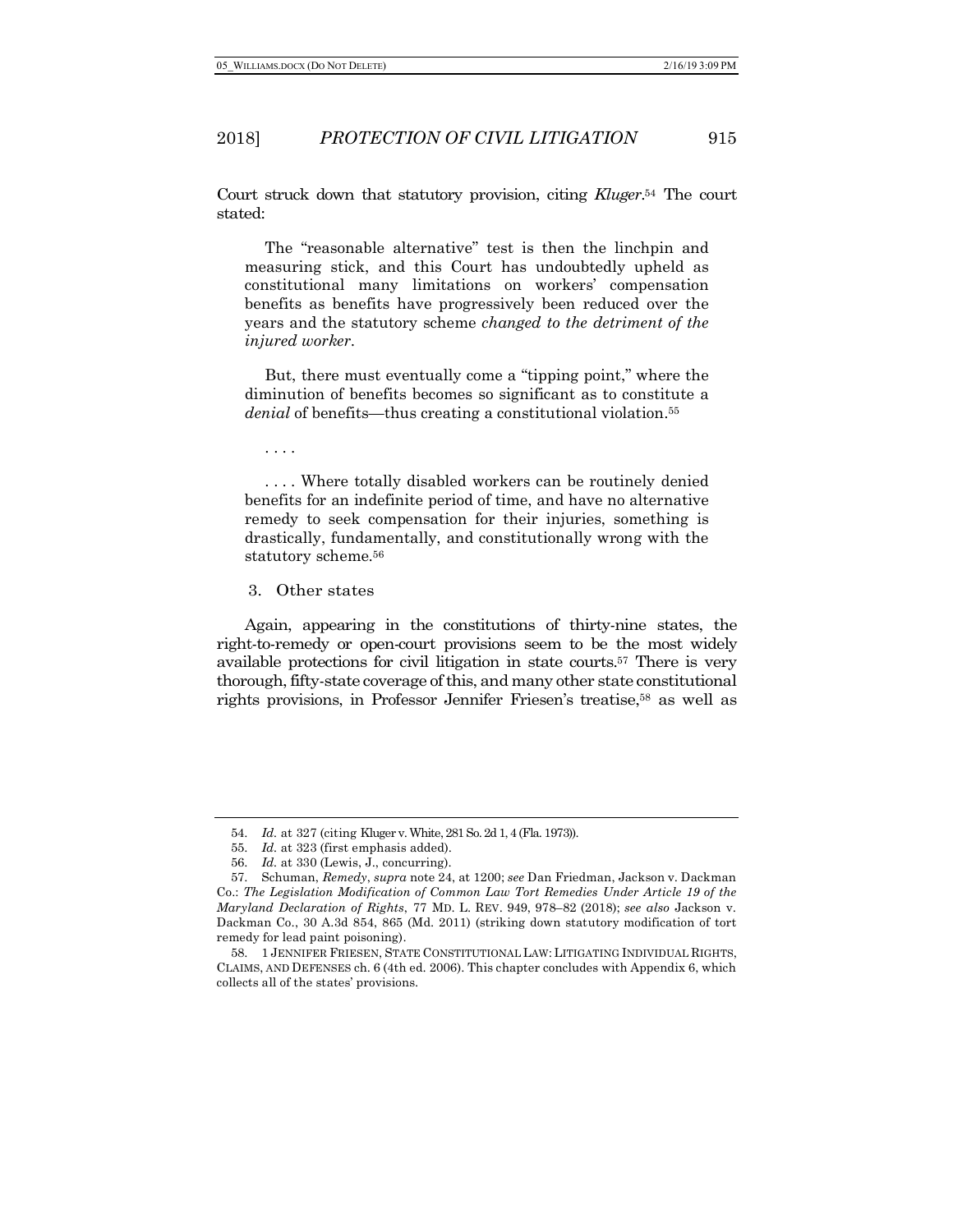Court struck down that statutory provision, citing *Kluger*.[54] The court stated:

> The "reasonable alternative" test is then the linchpin and measuring stick, and this Court has undoubtedly upheld as constitutional many limitations on workers' compensation benefits as benefits have progressively been reduced over the years and the statutory scheme *changed to the detriment of the injured worker*.
>
> But, there must eventually come a "tipping point," where the diminution of benefits becomes so significant as to constitute a *denial* of benefits—thus creating a constitutional violation.[55]
>
> . . . .
>
> . . . . Where totally disabled workers can be routinely denied benefits for an indefinite period of time, and have no alternative remedy to seek compensation for their injuries, something is drastically, fundamentally, and constitutionally wrong with the statutory scheme.[56]

3. Other states

Again, appearing in the constitutions of thirty-nine states, the right-to-remedy or open-court provisions seem to be the most widely available protections for civil litigation in state courts.[57] There is very thorough, fifty-state coverage of this, and many other state constitutional rights provisions, in Professor Jennifer Friesen's treatise,[58] as well as

---

54. *Id.* at 327 (citing Kluger v. White, 281 So. 2d 1, 4 (Fla. 1973)).

55. *Id.* at 323 (first emphasis added).

56. *Id.* at 330 (Lewis, J., concurring).

57. Schuman, *Remedy*, *supra* note 24, at 1200; *see* Dan Friedman, Jackson v. Dackman Co.: *The Legislation Modification of Common Law Tort Remedies Under Article 19 of the Maryland Declaration of Rights*, 77 MD. L. REV. 949, 978–82 (2018); *see also* Jackson v. Dackman Co., 30 A.3d 854, 865 (Md. 2011) (striking down statutory modification of tort remedy for lead paint poisoning).

58. 1 JENNIFER FRIESEN, STATE CONSTITUTIONAL LAW: LITIGATING INDIVIDUAL RIGHTS, CLAIMS, AND DEFENSES ch. 6 (4th ed. 2006). This chapter concludes with Appendix 6, which collects all of the states' provisions.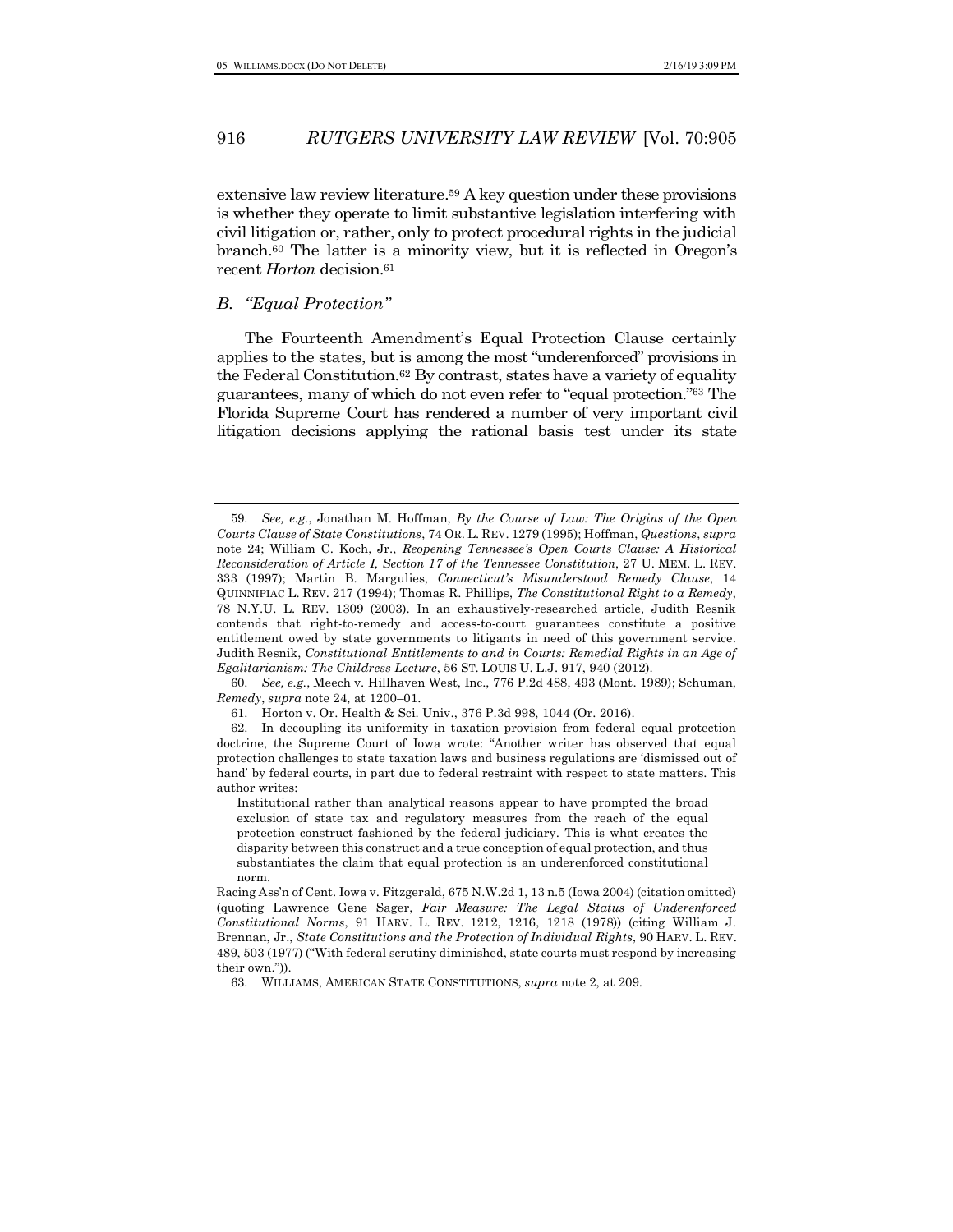extensive law review literature.[59] A key question under these provisions is whether they operate to limit substantive legislation interfering with civil litigation or, rather, only to protect procedural rights in the judicial branch.[60] The latter is a minority view, but it is reflected in Oregon's recent *Horton* decision.[61]

### B. *"Equal Protection"*

The Fourteenth Amendment's Equal Protection Clause certainly applies to the states, but is among the most "underenforced" provisions in the Federal Constitution.[62] By contrast, states have a variety of equality guarantees, many of which do not even refer to "equal protection."[63] The Florida Supreme Court has rendered a number of very important civil litigation decisions applying the rational basis test under its state

---

59. *See, e.g.*, Jonathan M. Hoffman, *By the Course of Law: The Origins of the Open Courts Clause of State Constitutions*, 74 OR. L. REV. 1279 (1995); Hoffman, *Questions*, *supra* note 24; William C. Koch, Jr., *Reopening Tennessee's Open Courts Clause: A Historical Reconsideration of Article I, Section 17 of the Tennessee Constitution*, 27 U. MEM. L. REV. 333 (1997); Martin B. Margulies, *Connecticut's Misunderstood Remedy Clause*, 14 QUINNIPIAC L. REV. 217 (1994); Thomas R. Phillips, *The Constitutional Right to a Remedy*, 78 N.Y.U. L. REV. 1309 (2003). In an exhaustively-researched article, Judith Resnik contends that right-to-remedy and access-to-court guarantees constitute a positive entitlement owed by state governments to litigants in need of this government service. Judith Resnik, *Constitutional Entitlements to and in Courts: Remedial Rights in an Age of Egalitarianism: The Childress Lecture*, 56 ST. LOUIS U. L.J. 917, 940 (2012).

60. *See, e.g.*, Meech v. Hillhaven West, Inc., 776 P.2d 488, 493 (Mont. 1989); Schuman, *Remedy*, *supra* note 24, at 1200–01.

61. Horton v. Or. Health & Sci. Univ., 376 P.3d 998, 1044 (Or. 2016).

62. In decoupling its uniformity in taxation provision from federal equal protection doctrine, the Supreme Court of Iowa wrote: "Another writer has observed that equal protection challenges to state taxation laws and business regulations are 'dismissed out of hand' by federal courts, in part due to federal restraint with respect to state matters. This author writes:

> Institutional rather than analytical reasons appear to have prompted the broad exclusion of state tax and regulatory measures from the reach of the equal protection construct fashioned by the federal judiciary. This is what creates the disparity between this construct and a true conception of equal protection, and thus substantiates the claim that equal protection is an underenforced constitutional norm.

Racing Ass'n of Cent. Iowa v. Fitzgerald, 675 N.W.2d 1, 13 n.5 (Iowa 2004) (citation omitted) (quoting Lawrence Gene Sager, *Fair Measure: The Legal Status of Underenforced Constitutional Norms*, 91 HARV. L. REV. 1212, 1216, 1218 (1978)) (citing William J. Brennan, Jr., *State Constitutions and the Protection of Individual Rights*, 90 HARV. L. REV. 489, 503 (1977) ("With federal scrutiny diminished, state courts must respond by increasing their own.")).

63. WILLIAMS, AMERICAN STATE CONSTITUTIONS, *supra* note 2, at 209.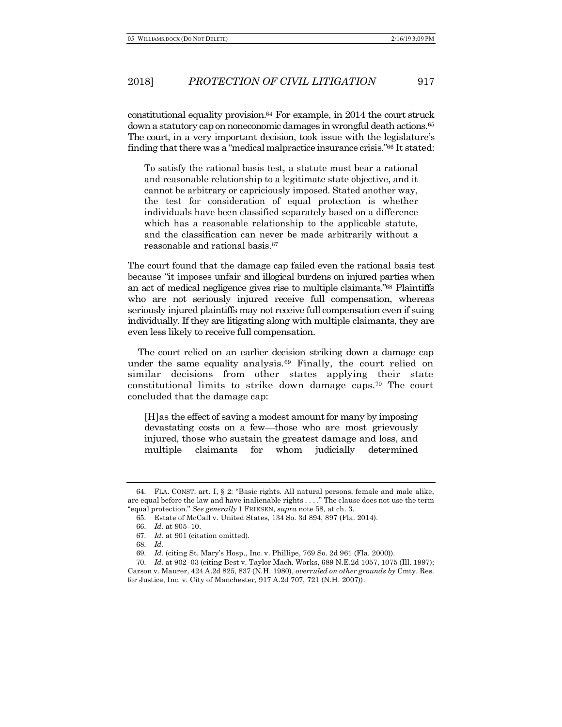constitutional equality provision.[64] For example, in 2014 the court struck down a statutory cap on noneconomic damages in wrongful death actions.[65] The court, in a very important decision, took issue with the legislature's finding that there was a "medical malpractice insurance crisis."[66] It stated:

> To satisfy the rational basis test, a statute must bear a rational and reasonable relationship to a legitimate state objective, and it cannot be arbitrary or capriciously imposed. Stated another way, the test for consideration of equal protection is whether individuals have been classified separately based on a difference which has a reasonable relationship to the applicable statute, and the classification can never be made arbitrarily without a reasonable and rational basis.[67]

The court found that the damage cap failed even the rational basis test because "it imposes unfair and illogical burdens on injured parties when an act of medical negligence gives rise to multiple claimants."[68] Plaintiffs who are not seriously injured receive full compensation, whereas seriously injured plaintiffs may not receive full compensation even if suing individually. If they are litigating along with multiple claimants, they are even less likely to receive full compensation.

The court relied on an earlier decision striking down a damage cap under the same equality analysis.[69] Finally, the court relied on similar decisions from other states applying their state constitutional limits to strike down damage caps.[70] The court concluded that the damage cap:

> [H]as the effect of saving a modest amount for many by imposing devastating costs on a few—those who are most grievously injured, those who sustain the greatest damage and loss, and multiple claimants for whom judicially determined

---

64. FLA. CONST. art. I, § 2: "Basic rights. All natural persons, female and male alike, are equal before the law and have inalienable rights . . . ." The clause does not use the term "equal protection." *See generally* 1 FRIESEN, *supra* note 58, at ch. 3.

65. Estate of McCall v. United States, 134 So. 3d 894, 897 (Fla. 2014).

66. *Id.* at 905–10.

67. *Id.* at 901 (citation omitted).

68. *Id.*

69. *Id.* (citing St. Mary's Hosp., Inc. v. Phillipe, 769 So. 2d 961 (Fla. 2000)).

70. *Id.* at 902–03 (citing Best v. Taylor Mach. Works, 689 N.E.2d 1057, 1075 (Ill. 1997); Carson v. Maurer, 424 A.2d 825, 837 (N.H. 1980), *overruled on other grounds by* Cmty. Res. for Justice, Inc. v. City of Manchester*,* 917 A.2d 707, 721 (N.H. 2007)).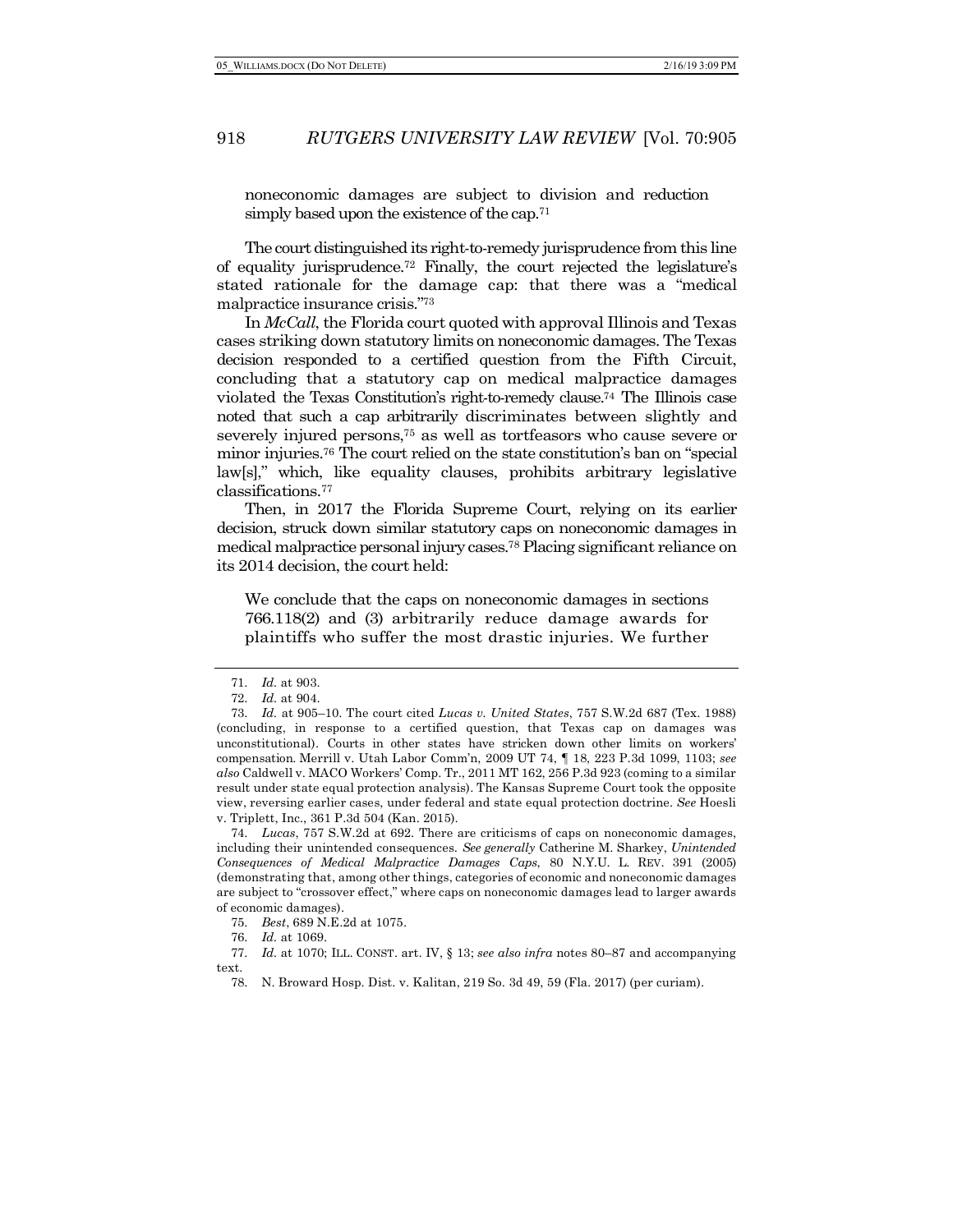> noneconomic damages are subject to division and reduction simply based upon the existence of the cap.[71]

The court distinguished its right-to-remedy jurisprudence from this line of equality jurisprudence.[72] Finally, the court rejected the legislature's stated rationale for the damage cap: that there was a "medical malpractice insurance crisis."[73]

In *McCall*, the Florida court quoted with approval Illinois and Texas cases striking down statutory limits on noneconomic damages. The Texas decision responded to a certified question from the Fifth Circuit, concluding that a statutory cap on medical malpractice damages violated the Texas Constitution's right-to-remedy clause.[74] The Illinois case noted that such a cap arbitrarily discriminates between slightly and severely injured persons,[75] as well as tortfeasors who cause severe or minor injuries.[76] The court relied on the state constitution's ban on "special law[s]," which, like equality clauses, prohibits arbitrary legislative classifications.[77]

Then, in 2017 the Florida Supreme Court, relying on its earlier decision, struck down similar statutory caps on noneconomic damages in medical malpractice personal injury cases.[78] Placing significant reliance on its 2014 decision, the court held:

> We conclude that the caps on noneconomic damages in sections 766.118(2) and (3) arbitrarily reduce damage awards for plaintiffs who suffer the most drastic injuries. We further

---

71. *Id.* at 903.

72. *Id.* at 904.

73. *Id.* at 905–10. The court cited *Lucas v. United States*, 757 S.W.2d 687 (Tex. 1988) (concluding, in response to a certified question, that Texas cap on damages was unconstitutional). Courts in other states have stricken down other limits on workers' compensation. Merrill v. Utah Labor Comm'n, 2009 UT 74, ¶ 18, 223 P.3d 1099, 1103; *see also* Caldwell v. MACO Workers' Comp. Tr., 2011 MT 162, 256 P.3d 923 (coming to a similar result under state equal protection analysis). The Kansas Supreme Court took the opposite view, reversing earlier cases, under federal and state equal protection doctrine. *See* Hoesli v. Triplett, Inc., 361 P.3d 504 (Kan. 2015).

74. *Lucas*, 757 S.W.2d at 692. There are criticisms of caps on noneconomic damages, including their unintended consequences. *See generally* Catherine M. Sharkey, *Unintended Consequences of Medical Malpractice Damages Caps*, 80 N.Y.U. L. REV. 391 (2005) (demonstrating that, among other things, categories of economic and noneconomic damages are subject to "crossover effect," where caps on noneconomic damages lead to larger awards of economic damages).

75. *Best*, 689 N.E.2d at 1075.

76. *Id.* at 1069.

77. *Id.* at 1070; ILL. CONST. art. IV, § 13; *see also infra* notes 80–87 and accompanying text.

78. N. Broward Hosp. Dist. v. Kalitan, 219 So. 3d 49, 59 (Fla. 2017) (per curiam).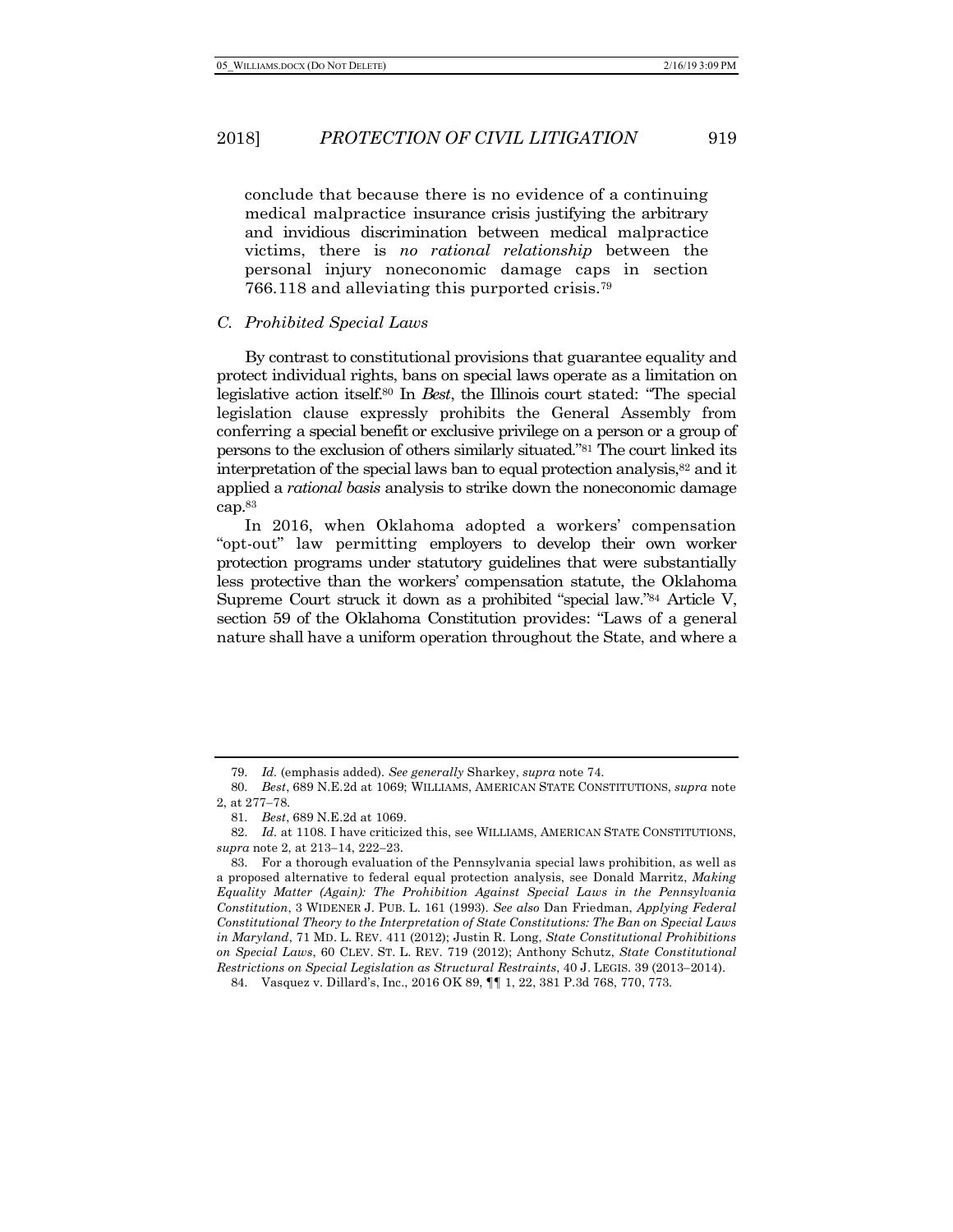conclude that because there is no evidence of a continuing medical malpractice insurance crisis justifying the arbitrary and invidious discrimination between medical malpractice victims, there is *no rational relationship* between the personal injury noneconomic damage caps in section 766.118 and alleviating this purported crisis.[79]

### *C. Prohibited Special Laws*

By contrast to constitutional provisions that guarantee equality and protect individual rights, bans on special laws operate as a limitation on legislative action itself.[80] In *Best*, the Illinois court stated: "The special legislation clause expressly prohibits the General Assembly from conferring a special benefit or exclusive privilege on a person or a group of persons to the exclusion of others similarly situated."[81] The court linked its interpretation of the special laws ban to equal protection analysis,[82] and it applied a *rational basis* analysis to strike down the noneconomic damage cap.[83]

In 2016, when Oklahoma adopted a workers' compensation "opt-out" law permitting employers to develop their own worker protection programs under statutory guidelines that were substantially less protective than the workers' compensation statute, the Oklahoma Supreme Court struck it down as a prohibited "special law."[84] Article V, section 59 of the Oklahoma Constitution provides: "Laws of a general nature shall have a uniform operation throughout the State, and where a

---

79. *Id.* (emphasis added). *See generally* Sharkey, *supra* note 74.

80. *Best*, 689 N.E.2d at 1069; WILLIAMS, AMERICAN STATE CONSTITUTIONS, *supra* note 2, at 277–78.

81. *Best*, 689 N.E.2d at 1069.

82. *Id.* at 1108. I have criticized this, see WILLIAMS, AMERICAN STATE CONSTITUTIONS, *supra* note 2, at 213–14, 222–23.

83. For a thorough evaluation of the Pennsylvania special laws prohibition, as well as a proposed alternative to federal equal protection analysis, see Donald Marritz, *Making Equality Matter (Again): The Prohibition Against Special Laws in the Pennsylvania Constitution*, 3 WIDENER J. PUB. L. 161 (1993). *See also* Dan Friedman, *Applying Federal Constitutional Theory to the Interpretation of State Constitutions: The Ban on Special Laws in Maryland*, 71 MD. L. REV. 411 (2012); Justin R. Long, *State Constitutional Prohibitions on Special Laws*, 60 CLEV. ST. L. REV. 719 (2012); Anthony Schutz, *State Constitutional Restrictions on Special Legislation as Structural Restraints*, 40 J. LEGIS. 39 (2013–2014).

84. Vasquez v. Dillard's, Inc., 2016 OK 89, ¶¶ 1, 22, 381 P.3d 768, 770, 773.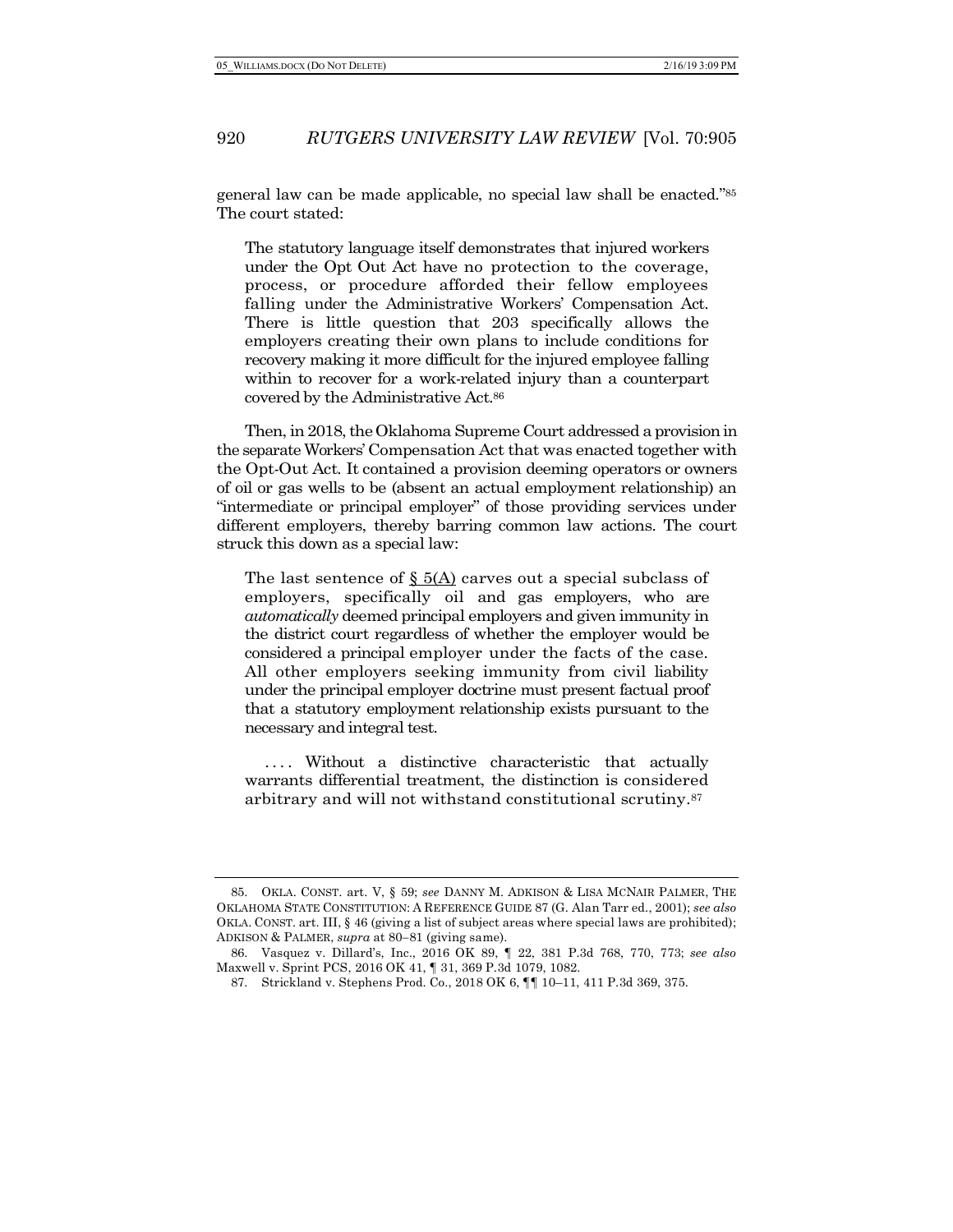general law can be made applicable, no special law shall be enacted."[85] The court stated:

> The statutory language itself demonstrates that injured workers under the Opt Out Act have no protection to the coverage, process, or procedure afforded their fellow employees falling under the Administrative Workers' Compensation Act. There is little question that 203 specifically allows the employers creating their own plans to include conditions for recovery making it more difficult for the injured employee falling within to recover for a work-related injury than a counterpart covered by the Administrative Act.[86]

Then, in 2018, the Oklahoma Supreme Court addressed a provision in the separate Workers' Compensation Act that was enacted together with the Opt-Out Act. It contained a provision deeming operators or owners of oil or gas wells to be (absent an actual employment relationship) an "intermediate or principal employer" of those providing services under different employers, thereby barring common law actions. The court struck this down as a special law:

> The last sentence of § 5(A) carves out a special subclass of employers, specifically oil and gas employers, who are *automatically* deemed principal employers and given immunity in the district court regardless of whether the employer would be considered a principal employer under the facts of the case. All other employers seeking immunity from civil liability under the principal employer doctrine must present factual proof that a statutory employment relationship exists pursuant to the necessary and integral test.
>
> . . . . Without a distinctive characteristic that actually warrants differential treatment, the distinction is considered arbitrary and will not withstand constitutional scrutiny.[87]

---

85. OKLA. CONST. art. V, § 59; *see* DANNY M. ADKISON & LISA MCNAIR PALMER, THE OKLAHOMA STATE CONSTITUTION: A REFERENCE GUIDE 87 (G. Alan Tarr ed., 2001); *see also* OKLA. CONST. art. III, § 46 (giving a list of subject areas where special laws are prohibited); ADKISON & PALMER, *supra* at 80–81 (giving same).

86. Vasquez v. Dillard's, Inc., 2016 OK 89, ¶ 22, 381 P.3d 768, 770, 773; *see also* Maxwell v. Sprint PCS, 2016 OK 41, ¶ 31, 369 P.3d 1079, 1082.

87. Strickland v. Stephens Prod. Co., 2018 OK 6, ¶¶ 10–11, 411 P.3d 369, 375.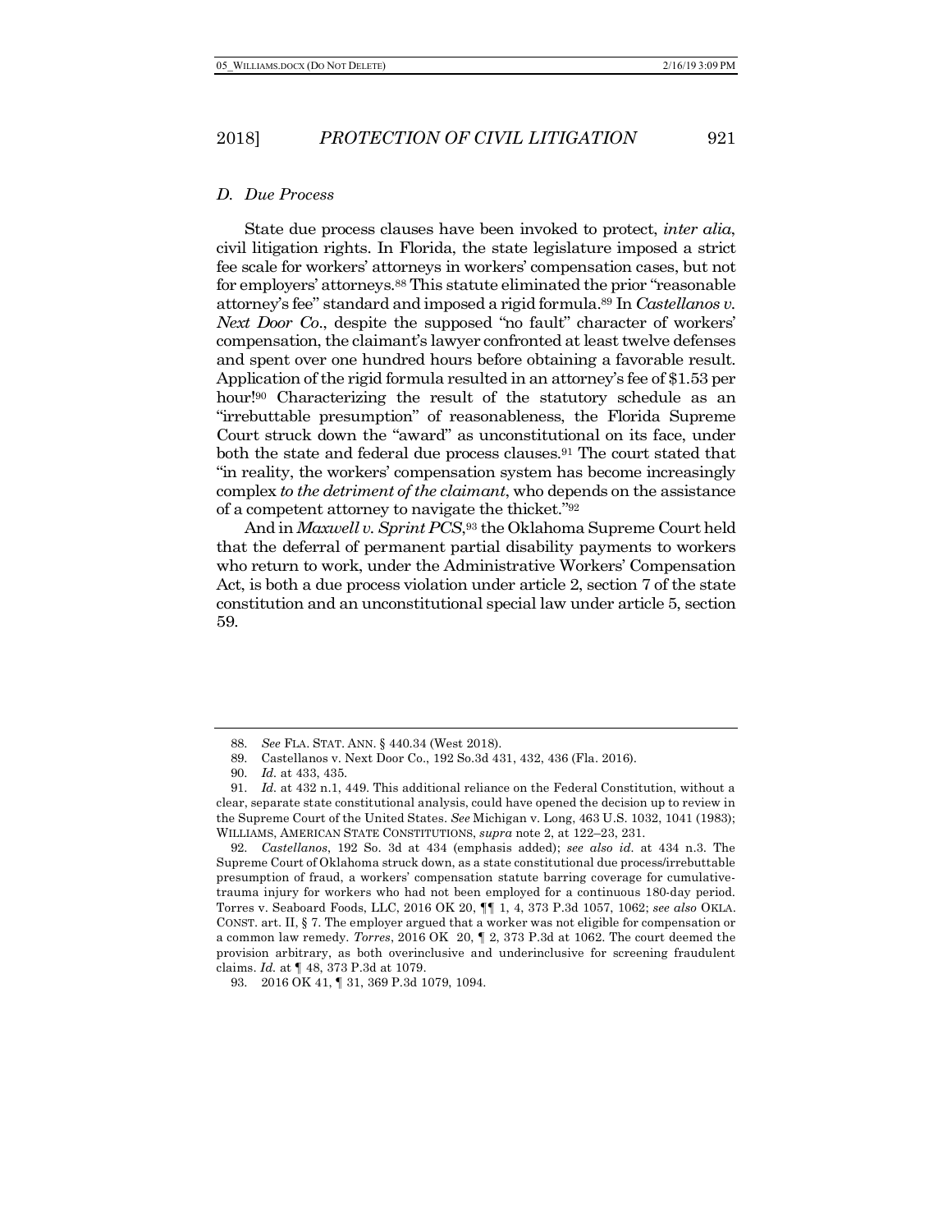### D. Due Process

State due process clauses have been invoked to protect, *inter alia*, civil litigation rights. In Florida, the state legislature imposed a strict fee scale for workers' attorneys in workers' compensation cases, but not for employers' attorneys.[88] This statute eliminated the prior "reasonable attorney's fee" standard and imposed a rigid formula.[89] In *Castellanos v. Next Door Co.*, despite the supposed "no fault" character of workers' compensation, the claimant's lawyer confronted at least twelve defenses and spent over one hundred hours before obtaining a favorable result. Application of the rigid formula resulted in an attorney's fee of $1.53 per hour![90] Characterizing the result of the statutory schedule as an "irrebuttable presumption" of reasonableness, the Florida Supreme Court struck down the "award" as unconstitutional on its face, under both the state and federal due process clauses.[91] The court stated that "in reality, the workers' compensation system has become increasingly complex *to the detriment of the claimant*, who depends on the assistance of a competent attorney to navigate the thicket."[92]

And in *Maxwell v. Sprint PCS*,[93] the Oklahoma Supreme Court held that the deferral of permanent partial disability payments to workers who return to work, under the Administrative Workers' Compensation Act, is both a due process violation under article 2, section 7 of the state constitution and an unconstitutional special law under article 5, section 59.

---

88. *See* FLA. STAT. ANN. § 440.34 (West 2018).

89. Castellanos v. Next Door Co., 192 So.3d 431, 432, 436 (Fla. 2016).

90. *Id.* at 433, 435.

91. *Id.* at 432 n.1, 449. This additional reliance on the Federal Constitution, without a clear, separate state constitutional analysis, could have opened the decision up to review in the Supreme Court of the United States. *See* Michigan v. Long, 463 U.S. 1032, 1041 (1983); WILLIAMS, AMERICAN STATE CONSTITUTIONS, *supra* note 2, at 122–23, 231.

92. *Castellanos*, 192 So. 3d at 434 (emphasis added); *see also id.* at 434 n.3. The Supreme Court of Oklahoma struck down, as a state constitutional due process/irrebuttable presumption of fraud, a workers' compensation statute barring coverage for cumulative-trauma injury for workers who had not been employed for a continuous 180-day period. Torres v. Seaboard Foods, LLC, 2016 OK 20, ¶¶ 1, 4, 373 P.3d 1057, 1062; *see also* OKLA. CONST. art. II, § 7. The employer argued that a worker was not eligible for compensation or a common law remedy. *Torres*, 2016 OK 20, ¶ 2, 373 P.3d at 1062. The court deemed the provision arbitrary, as both overinclusive and underinclusive for screening fraudulent claims. *Id.* at ¶ 48, 373 P.3d at 1079.

93. 2016 OK 41, ¶ 31, 369 P.3d 1079, 1094.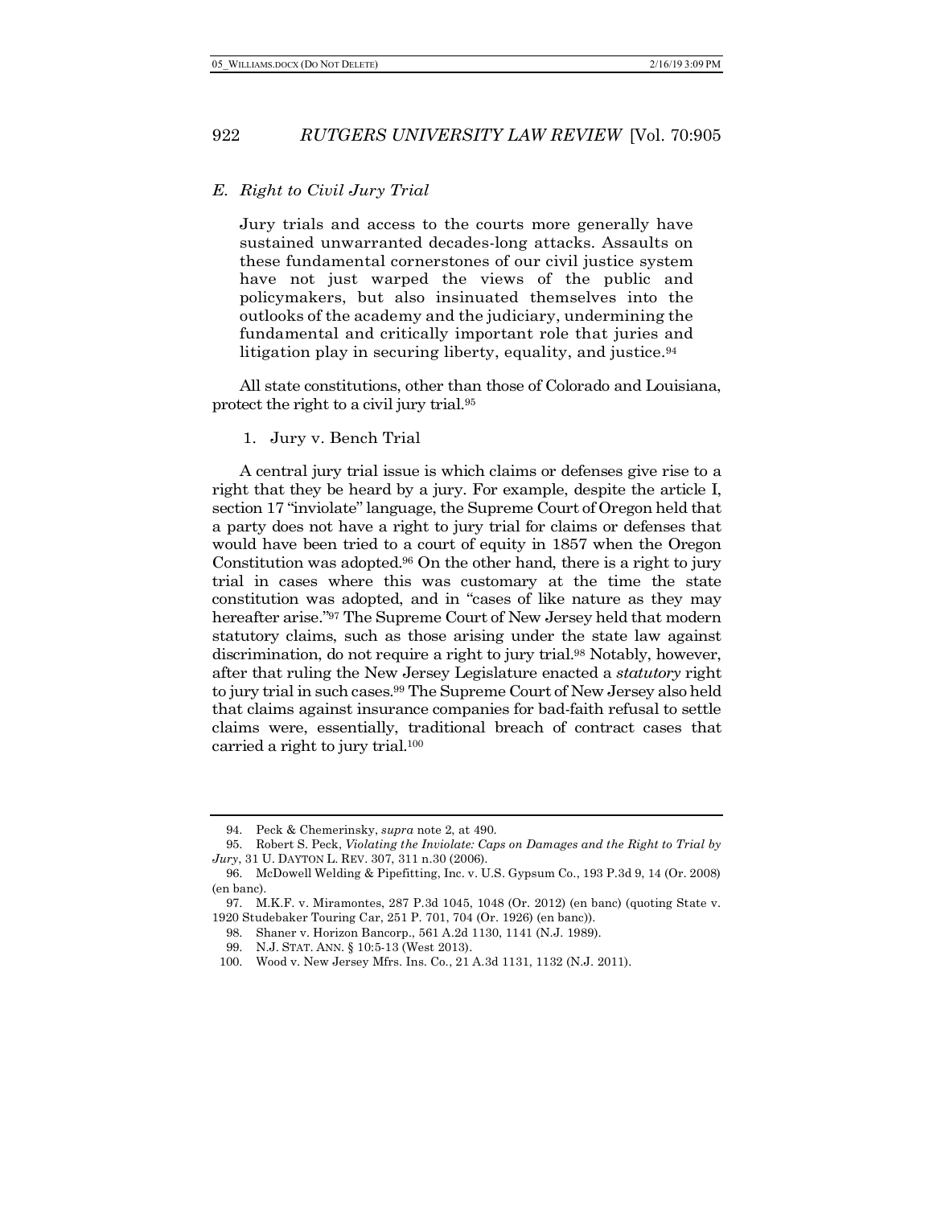### *E. Right to Civil Jury Trial*

> Jury trials and access to the courts more generally have sustained unwarranted decades-long attacks. Assaults on these fundamental cornerstones of our civil justice system have not just warped the views of the public and policymakers, but also insinuated themselves into the outlooks of the academy and the judiciary, undermining the fundamental and critically important role that juries and litigation play in securing liberty, equality, and justice.[94]

All state constitutions, other than those of Colorado and Louisiana, protect the right to a civil jury trial.[95]

1. Jury v. Bench Trial

A central jury trial issue is which claims or defenses give rise to a right that they be heard by a jury. For example, despite the article I, section 17 "inviolate" language, the Supreme Court of Oregon held that a party does not have a right to jury trial for claims or defenses that would have been tried to a court of equity in 1857 when the Oregon Constitution was adopted.[96] On the other hand, there is a right to jury trial in cases where this was customary at the time the state constitution was adopted, and in "cases of like nature as they may hereafter arise."[97] The Supreme Court of New Jersey held that modern statutory claims, such as those arising under the state law against discrimination, do not require a right to jury trial.[98] Notably, however, after that ruling the New Jersey Legislature enacted a *statutory* right to jury trial in such cases.[99] The Supreme Court of New Jersey also held that claims against insurance companies for bad-faith refusal to settle claims were, essentially, traditional breach of contract cases that carried a right to jury trial.[100]

---

94. Peck & Chemerinsky, *supra* note 2, at 490.

95. Robert S. Peck, *Violating the Inviolate: Caps on Damages and the Right to Trial by Jury*, 31 U. DAYTON L. REV. 307, 311 n.30 (2006).

96. McDowell Welding & Pipefitting, Inc. v. U.S. Gypsum Co., 193 P.3d 9, 14 (Or. 2008) (en banc).

97. M.K.F. v. Miramontes, 287 P.3d 1045, 1048 (Or. 2012) (en banc) (quoting State v. 1920 Studebaker Touring Car, 251 P. 701, 704 (Or. 1926) (en banc)).

98. Shaner v. Horizon Bancorp., 561 A.2d 1130, 1141 (N.J. 1989).

99. N.J. STAT. ANN. § 10:5-13 (West 2013).

100. Wood v. New Jersey Mfrs. Ins. Co., 21 A.3d 1131, 1132 (N.J. 2011).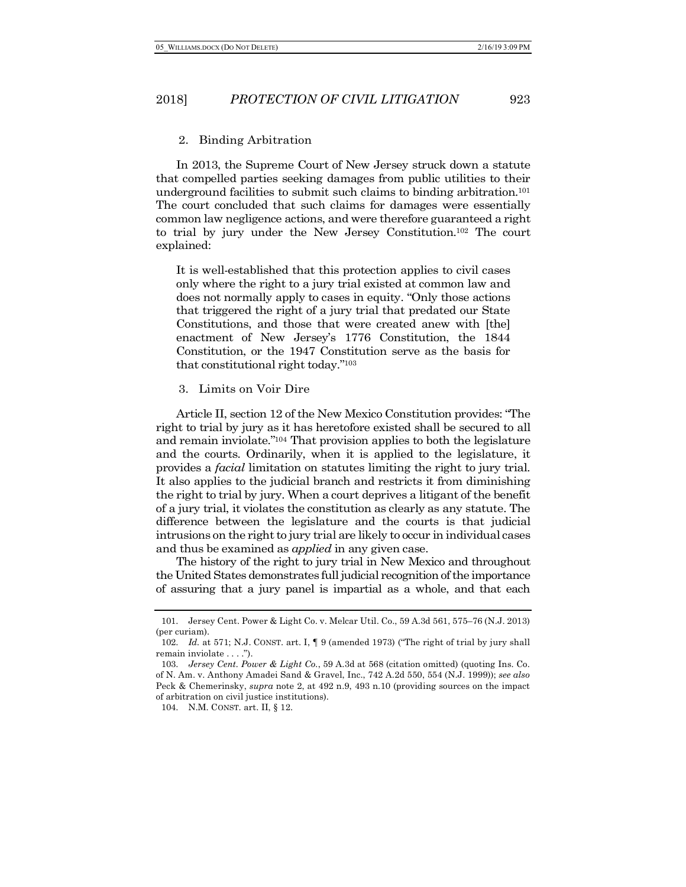2. Binding Arbitration

In 2013, the Supreme Court of New Jersey struck down a statute that compelled parties seeking damages from public utilities to their underground facilities to submit such claims to binding arbitration.[101] The court concluded that such claims for damages were essentially common law negligence actions, and were therefore guaranteed a right to trial by jury under the New Jersey Constitution.[102] The court explained:

> It is well-established that this protection applies to civil cases only where the right to a jury trial existed at common law and does not normally apply to cases in equity. "Only those actions that triggered the right of a jury trial that predated our State Constitutions, and those that were created anew with [the] enactment of New Jersey's 1776 Constitution, the 1844 Constitution, or the 1947 Constitution serve as the basis for that constitutional right today."[103]

3. Limits on Voir Dire

Article II, section 12 of the New Mexico Constitution provides: "The right to trial by jury as it has heretofore existed shall be secured to all and remain inviolate."[104] That provision applies to both the legislature and the courts. Ordinarily, when it is applied to the legislature, it provides a *facial* limitation on statutes limiting the right to jury trial. It also applies to the judicial branch and restricts it from diminishing the right to trial by jury. When a court deprives a litigant of the benefit of a jury trial, it violates the constitution as clearly as any statute. The difference between the legislature and the courts is that judicial intrusions on the right to jury trial are likely to occur in individual cases and thus be examined as *applied* in any given case.

The history of the right to jury trial in New Mexico and throughout the United States demonstrates full judicial recognition of the importance of assuring that a jury panel is impartial as a whole, and that each

---

101. Jersey Cent. Power & Light Co. v. Melcar Util. Co., 59 A.3d 561, 575–76 (N.J. 2013) (per curiam).

102. *Id.* at 571; N.J. CONST. art. I, ¶ 9 (amended 1973) ("The right of trial by jury shall remain inviolate . . . .").

103. *Jersey Cent. Power & Light Co.*, 59 A.3d at 568 (citation omitted) (quoting Ins. Co. of N. Am. v. Anthony Amadei Sand & Gravel, Inc., 742 A.2d 550, 554 (N.J. 1999)); *see also* Peck & Chemerinsky, *supra* note 2, at 492 n.9, 493 n.10 (providing sources on the impact of arbitration on civil justice institutions).

104. N.M. CONST. art. II, § 12.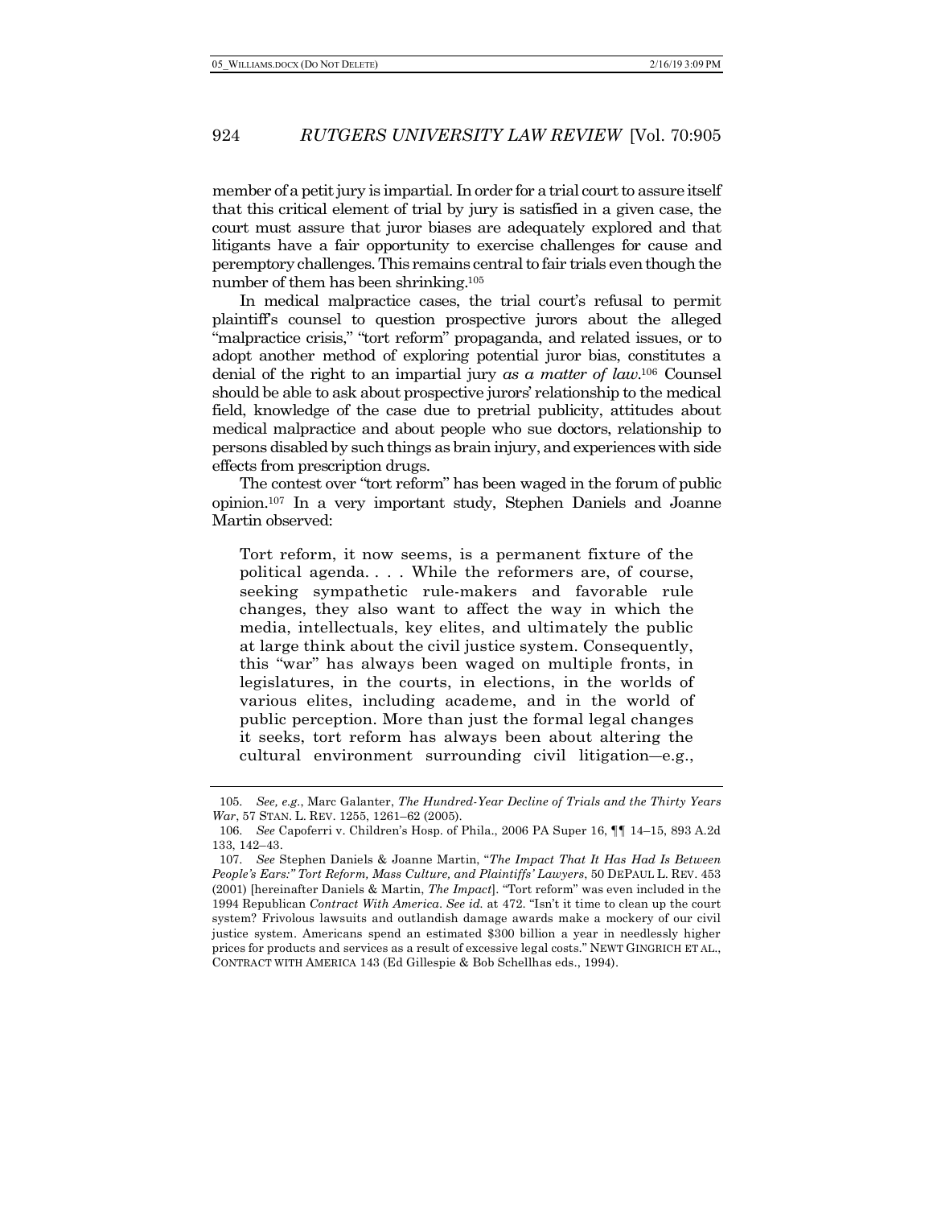member of a petit jury is impartial. In order for a trial court to assure itself that this critical element of trial by jury is satisfied in a given case, the court must assure that juror biases are adequately explored and that litigants have a fair opportunity to exercise challenges for cause and peremptory challenges. This remains central to fair trials even though the number of them has been shrinking.[105]

In medical malpractice cases, the trial court's refusal to permit plaintiff's counsel to question prospective jurors about the alleged "malpractice crisis," "tort reform" propaganda, and related issues, or to adopt another method of exploring potential juror bias, constitutes a denial of the right to an impartial jury *as a matter of law*.[106] Counsel should be able to ask about prospective jurors' relationship to the medical field, knowledge of the case due to pretrial publicity, attitudes about medical malpractice and about people who sue doctors, relationship to persons disabled by such things as brain injury, and experiences with side effects from prescription drugs.

The contest over "tort reform" has been waged in the forum of public opinion.[107] In a very important study, Stephen Daniels and Joanne Martin observed:

> Tort reform, it now seems, is a permanent fixture of the political agenda. . . . While the reformers are, of course, seeking sympathetic rule-makers and favorable rule changes, they also want to affect the way in which the media, intellectuals, key elites, and ultimately the public at large think about the civil justice system. Consequently, this "war" has always been waged on multiple fronts, in legislatures, in the courts, in elections, in the worlds of various elites, including academe, and in the world of public perception. More than just the formal legal changes it seeks, tort reform has always been about altering the cultural environment surrounding civil litigation—e.g.,

---

105. *See, e.g.*, Marc Galanter, *The Hundred-Year Decline of Trials and the Thirty Years War*, 57 STAN. L. REV. 1255, 1261–62 (2005).

106. *See* Capoferri v. Children's Hosp. of Phila., 2006 PA Super 16, ¶¶ 14–15, 893 A.2d 133, 142–43.

107. *See* Stephen Daniels & Joanne Martin, "*The Impact That It Has Had Is Between People's Ears:" Tort Reform, Mass Culture, and Plaintiffs' Lawyers*, 50 DEPAUL L. REV. 453 (2001) [hereinafter Daniels & Martin, *The Impact*]. "Tort reform" was even included in the 1994 Republican *Contract With America*. *See id.* at 472. "Isn't it time to clean up the court system? Frivolous lawsuits and outlandish damage awards make a mockery of our civil justice system. Americans spend an estimated $300 billion a year in needlessly higher prices for products and services as a result of excessive legal costs." NEWT GINGRICH ET AL., CONTRACT WITH AMERICA 143 (Ed Gillespie & Bob Schellhas eds., 1994).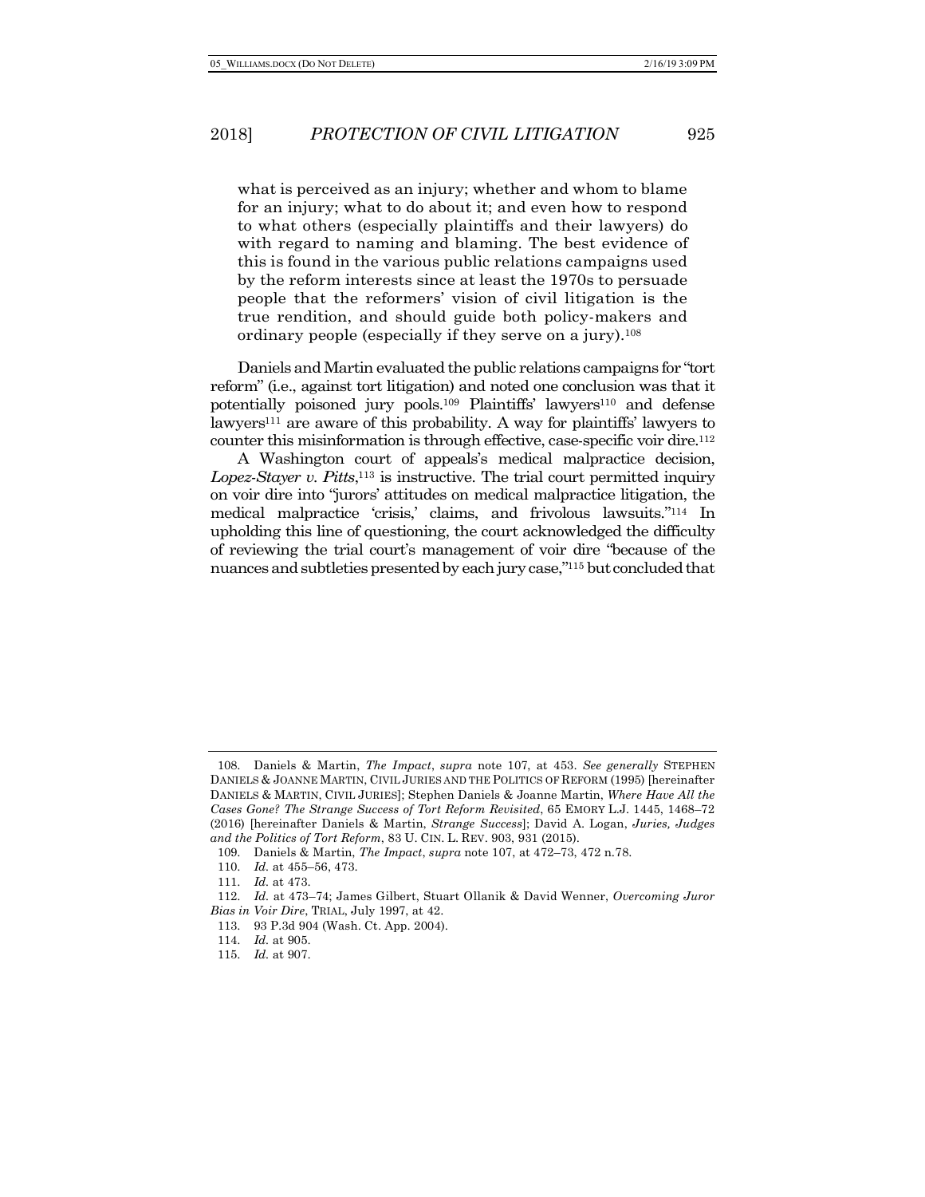> what is perceived as an injury; whether and whom to blame for an injury; what to do about it; and even how to respond to what others (especially plaintiffs and their lawyers) do with regard to naming and blaming. The best evidence of this is found in the various public relations campaigns used by the reform interests since at least the 1970s to persuade people that the reformers' vision of civil litigation is the true rendition, and should guide both policy-makers and ordinary people (especially if they serve on a jury).[108]

Daniels and Martin evaluated the public relations campaigns for "tort reform" (i.e., against tort litigation) and noted one conclusion was that it potentially poisoned jury pools.[109] Plaintiffs' lawyers[110] and defense lawyers[111] are aware of this probability. A way for plaintiffs' lawyers to counter this misinformation is through effective, case-specific voir dire.[112]

A Washington court of appeals's medical malpractice decision, *Lopez-Stayer v. Pitts*,[113] is instructive. The trial court permitted inquiry on voir dire into "jurors' attitudes on medical malpractice litigation, the medical malpractice 'crisis,' claims, and frivolous lawsuits."[114] In upholding this line of questioning, the court acknowledged the difficulty of reviewing the trial court's management of voir dire "because of the nuances and subtleties presented by each jury case,"[115] but concluded that

---

108. Daniels & Martin, *The Impact*, *supra* note 107, at 453. *See generally* STEPHEN DANIELS & JOANNE MARTIN, CIVIL JURIES AND THE POLITICS OF REFORM (1995) [hereinafter DANIELS & MARTIN, CIVIL JURIES]; Stephen Daniels & Joanne Martin, *Where Have All the Cases Gone? The Strange Success of Tort Reform Revisited*, 65 EMORY L.J. 1445, 1468–72 (2016) [hereinafter Daniels & Martin, *Strange Success*]; David A. Logan, *Juries, Judges and the Politics of Tort Reform*, 83 U. CIN. L. REV. 903, 931 (2015).

109. Daniels & Martin, *The Impact*, *supra* note 107, at 472–73, 472 n.78.

110. *Id.* at 455–56, 473.

111. *Id.* at 473.

112. *Id.* at 473–74; James Gilbert, Stuart Ollanik & David Wenner, *Overcoming Juror Bias in Voir Dire*, TRIAL, July 1997, at 42.

113. 93 P.3d 904 (Wash. Ct. App. 2004).

114. *Id.* at 905.

115. *Id.* at 907.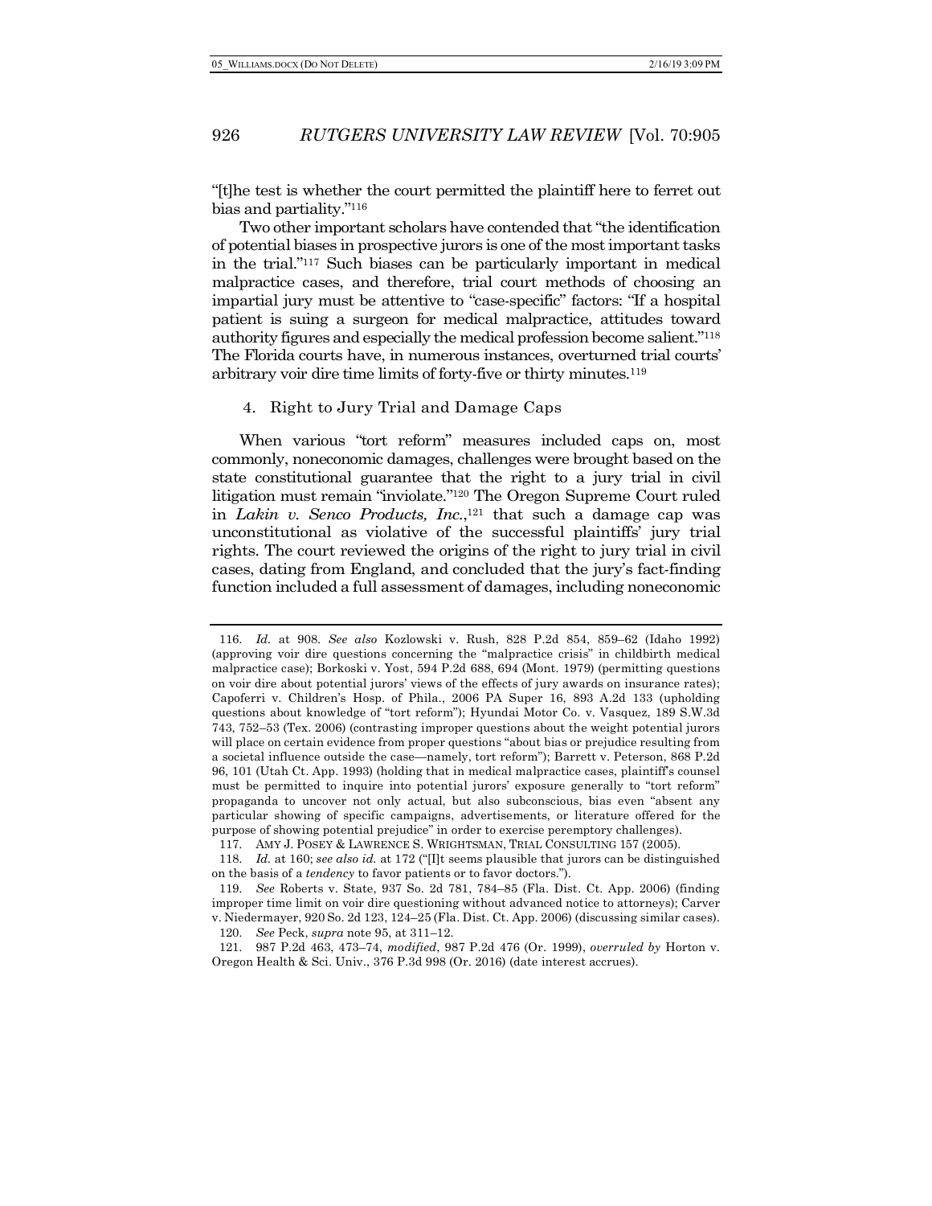"[t]he test is whether the court permitted the plaintiff here to ferret out bias and partiality."[116]

Two other important scholars have contended that "the identification of potential biases in prospective jurors is one of the most important tasks in the trial."[117] Such biases can be particularly important in medical malpractice cases, and therefore, trial court methods of choosing an impartial jury must be attentive to "case-specific" factors: "If a hospital patient is suing a surgeon for medical malpractice, attitudes toward authority figures and especially the medical profession become salient."[118] The Florida courts have, in numerous instances, overturned trial courts' arbitrary voir dire time limits of forty-five or thirty minutes.[119]

4. Right to Jury Trial and Damage Caps

When various "tort reform" measures included caps on, most commonly, noneconomic damages, challenges were brought based on the state constitutional guarantee that the right to a jury trial in civil litigation must remain "inviolate."[120] The Oregon Supreme Court ruled in *Lakin v. Senco Products, Inc.*,[121] that such a damage cap was unconstitutional as violative of the successful plaintiffs' jury trial rights. The court reviewed the origins of the right to jury trial in civil cases, dating from England, and concluded that the jury's fact-finding function included a full assessment of damages, including noneconomic

---

116. *Id.* at 908. *See also* Kozlowski v. Rush, 828 P.2d 854, 859–62 (Idaho 1992) (approving voir dire questions concerning the "malpractice crisis" in childbirth medical malpractice case); Borkoski v. Yost, 594 P.2d 688, 694 (Mont. 1979) (permitting questions on voir dire about potential jurors' views of the effects of jury awards on insurance rates); Capoferri v. Children's Hosp. of Phila., 2006 PA Super 16, 893 A.2d 133 (upholding questions about knowledge of "tort reform"); Hyundai Motor Co. v. Vasquez, 189 S.W.3d 743, 752–53 (Tex. 2006) (contrasting improper questions about the weight potential jurors will place on certain evidence from proper questions "about bias or prejudice resulting from a societal influence outside the case—namely, tort reform"); Barrett v. Peterson, 868 P.2d 96, 101 (Utah Ct. App. 1993) (holding that in medical malpractice cases, plaintiff's counsel must be permitted to inquire into potential jurors' exposure generally to "tort reform" propaganda to uncover not only actual, but also subconscious, bias even "absent any particular showing of specific campaigns, advertisements, or literature offered for the purpose of showing potential prejudice" in order to exercise peremptory challenges).

117. AMY J. POSEY & LAWRENCE S. WRIGHTSMAN, TRIAL CONSULTING 157 (2005).

118. *Id.* at 160; *see also id.* at 172 ("[I]t seems plausible that jurors can be distinguished on the basis of a *tendency* to favor patients or to favor doctors.").

119. *See* Roberts v. State, 937 So. 2d 781, 784–85 (Fla. Dist. Ct. App. 2006) (finding improper time limit on voir dire questioning without advanced notice to attorneys); Carver v. Niedermayer, 920 So. 2d 123, 124–25 (Fla. Dist. Ct. App. 2006) (discussing similar cases).

120. *See* Peck, *supra* note 95, at 311–12.

121. 987 P.2d 463, 473–74, *modified*, 987 P.2d 476 (Or. 1999), *overruled by* Horton v. Oregon Health & Sci. Univ., 376 P.3d 998 (Or. 2016) (date interest accrues).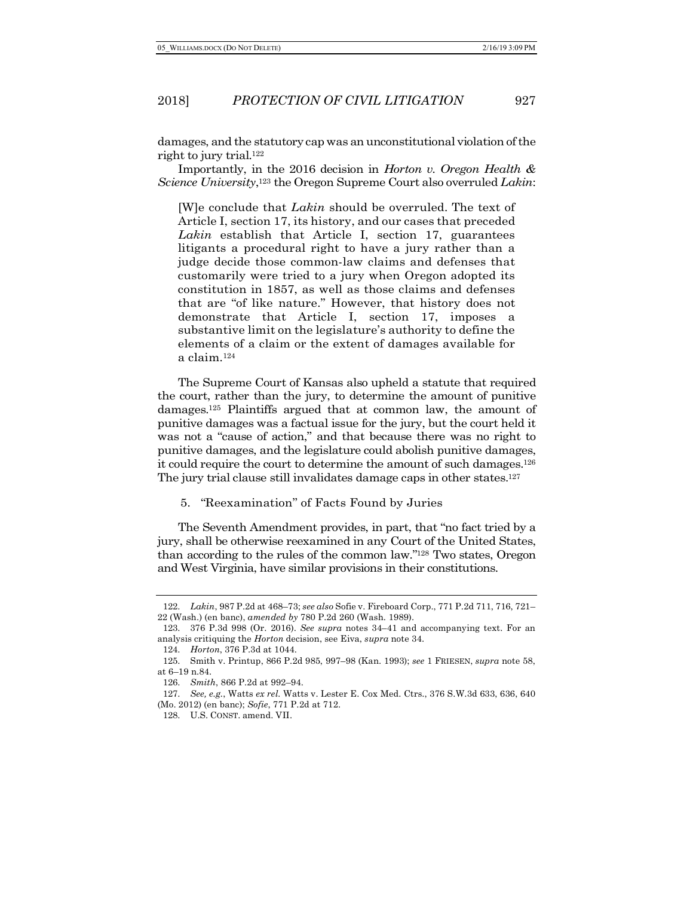damages, and the statutory cap was an unconstitutional violation of the right to jury trial.[122]

Importantly, in the 2016 decision in *Horton v. Oregon Health & Science University*,[123] the Oregon Supreme Court also overruled *Lakin*:

> [W]e conclude that *Lakin* should be overruled. The text of Article I, section 17, its history, and our cases that preceded *Lakin* establish that Article I, section 17, guarantees litigants a procedural right to have a jury rather than a judge decide those common-law claims and defenses that customarily were tried to a jury when Oregon adopted its constitution in 1857, as well as those claims and defenses that are "of like nature." However, that history does not demonstrate that Article I, section 17, imposes a substantive limit on the legislature's authority to define the elements of a claim or the extent of damages available for a claim.[124]

The Supreme Court of Kansas also upheld a statute that required the court, rather than the jury, to determine the amount of punitive damages.[125] Plaintiffs argued that at common law, the amount of punitive damages was a factual issue for the jury, but the court held it was not a "cause of action," and that because there was no right to punitive damages, and the legislature could abolish punitive damages, it could require the court to determine the amount of such damages.[126] The jury trial clause still invalidates damage caps in other states.[127]

5. "Reexamination" of Facts Found by Juries

The Seventh Amendment provides, in part, that "no fact tried by a jury, shall be otherwise reexamined in any Court of the United States, than according to the rules of the common law."[128] Two states, Oregon and West Virginia, have similar provisions in their constitutions.

---

122. *Lakin*, 987 P.2d at 468–73; *see also* Sofie v. Fireboard Corp., 771 P.2d 711, 716, 721–22 (Wash.) (en banc), *amended by* 780 P.2d 260 (Wash. 1989).

123. 376 P.3d 998 (Or. 2016). *See supra* notes 34–41 and accompanying text. For an analysis critiquing the *Horton* decision, see Eiva, *supra* note 34.

124. *Horton*, 376 P.3d at 1044.

125. Smith v. Printup, 866 P.2d 985, 997–98 (Kan. 1993); *see* 1 FRIESEN, *supra* note 58, at 6–19 n.84.

126. *Smith*, 866 P.2d at 992–94.

127. *See, e.g.*, Watts *ex rel.* Watts v. Lester E. Cox Med. Ctrs., 376 S.W.3d 633, 636, 640 (Mo. 2012) (en banc); *Sofie*, 771 P.2d at 712.

128. U.S. CONST. amend. VII.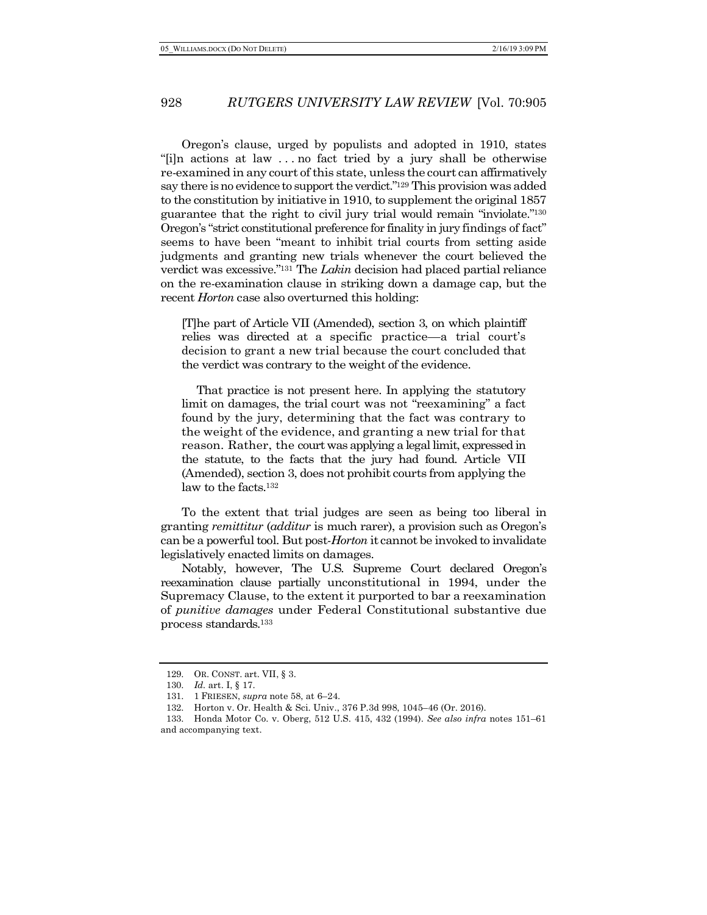Oregon's clause, urged by populists and adopted in 1910, states "[i]n actions at law . . . no fact tried by a jury shall be otherwise re-examined in any court of this state, unless the court can affirmatively say there is no evidence to support the verdict."[129] This provision was added to the constitution by initiative in 1910, to supplement the original 1857 guarantee that the right to civil jury trial would remain "inviolate."[130] Oregon's "strict constitutional preference for finality in jury findings of fact" seems to have been "meant to inhibit trial courts from setting aside judgments and granting new trials whenever the court believed the verdict was excessive."[131] The *Lakin* decision had placed partial reliance on the re-examination clause in striking down a damage cap, but the recent *Horton* case also overturned this holding:

> [T]he part of Article VII (Amended), section 3, on which plaintiff relies was directed at a specific practice—a trial court's decision to grant a new trial because the court concluded that the verdict was contrary to the weight of the evidence.
>
> That practice is not present here. In applying the statutory limit on damages, the trial court was not "reexamining" a fact found by the jury, determining that the fact was contrary to the weight of the evidence, and granting a new trial for that reason. Rather, the court was applying a legal limit, expressed in the statute, to the facts that the jury had found. Article VII (Amended), section 3, does not prohibit courts from applying the law to the facts.[132]

To the extent that trial judges are seen as being too liberal in granting *remittitur* (*additur* is much rarer), a provision such as Oregon's can be a powerful tool. But post-*Horton* it cannot be invoked to invalidate legislatively enacted limits on damages.

Notably, however, The U.S. Supreme Court declared Oregon's reexamination clause partially unconstitutional in 1994, under the Supremacy Clause, to the extent it purported to bar a reexamination of *punitive damages* under Federal Constitutional substantive due process standards.[133]

---

129. OR. CONST. art. VII, § 3.

130. *Id.* art. I, § 17.

131. 1 FRIESEN, *supra* note 58, at 6–24.

132. Horton v. Or. Health & Sci. Univ., 376 P.3d 998, 1045–46 (Or. 2016).

133. Honda Motor Co. v. Oberg, 512 U.S. 415, 432 (1994). *See also infra* notes 151–61 and accompanying text.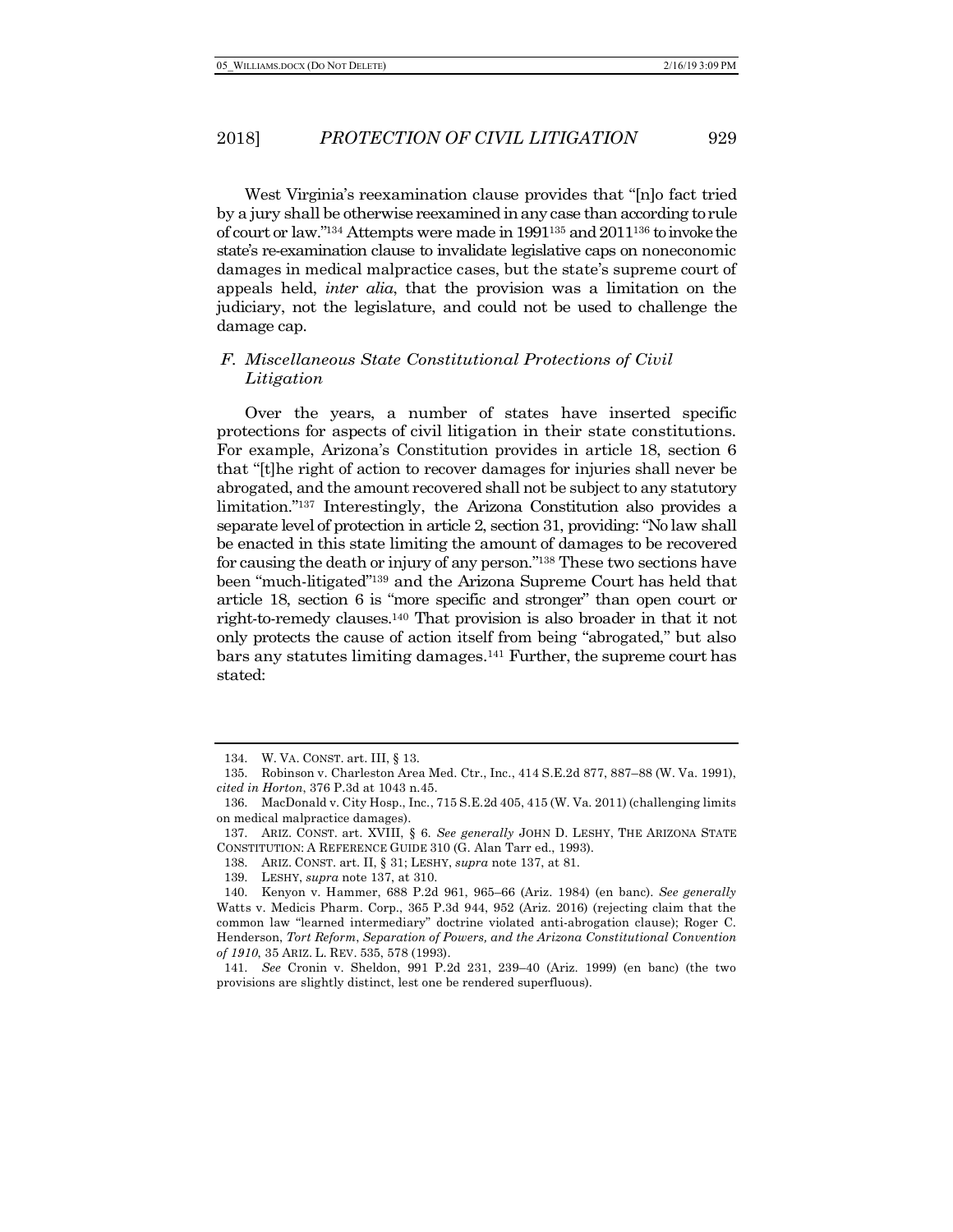West Virginia's reexamination clause provides that "[n]o fact tried by a jury shall be otherwise reexamined in any case than according to rule of court or law."[134] Attempts were made in 1991[135] and 2011[136] to invoke the state's re-examination clause to invalidate legislative caps on noneconomic damages in medical malpractice cases, but the state's supreme court of appeals held, *inter alia*, that the provision was a limitation on the judiciary, not the legislature, and could not be used to challenge the damage cap.

### *F. Miscellaneous State Constitutional Protections of Civil Litigation*

Over the years, a number of states have inserted specific protections for aspects of civil litigation in their state constitutions. For example, Arizona's Constitution provides in article 18, section 6 that "[t]he right of action to recover damages for injuries shall never be abrogated, and the amount recovered shall not be subject to any statutory limitation."[137] Interestingly, the Arizona Constitution also provides a separate level of protection in article 2, section 31, providing: "No law shall be enacted in this state limiting the amount of damages to be recovered for causing the death or injury of any person."[138] These two sections have been "much-litigated"[139] and the Arizona Supreme Court has held that article 18, section 6 is "more specific and stronger" than open court or right-to-remedy clauses.[140] That provision is also broader in that it not only protects the cause of action itself from being "abrogated," but also bars any statutes limiting damages.[141] Further, the supreme court has stated:

---

134. W. VA. CONST. art. III, § 13.

135. Robinson v. Charleston Area Med. Ctr., Inc., 414 S.E.2d 877, 887–88 (W. Va. 1991), *cited in Horton*, 376 P.3d at 1043 n.45.

136. MacDonald v. City Hosp., Inc., 715 S.E.2d 405, 415 (W. Va. 2011) (challenging limits on medical malpractice damages).

137. ARIZ. CONST. art. XVIII, § 6. *See generally* JOHN D. LESHY, THE ARIZONA STATE CONSTITUTION: A REFERENCE GUIDE 310 (G. Alan Tarr ed., 1993).

138. ARIZ. CONST. art. II, § 31; LESHY, *supra* note 137, at 81.

139. LESHY, *supra* note 137, at 310.

140. Kenyon v. Hammer, 688 P.2d 961, 965–66 (Ariz. 1984) (en banc). *See generally* Watts v. Medicis Pharm. Corp., 365 P.3d 944, 952 (Ariz. 2016) (rejecting claim that the common law "learned intermediary" doctrine violated anti-abrogation clause); Roger C. Henderson, *Tort Reform, Separation of Powers, and the Arizona Constitutional Convention of 1910*, 35 ARIZ. L. REV. 535, 578 (1993).

141. *See* Cronin v. Sheldon, 991 P.2d 231, 239–40 (Ariz. 1999) (en banc) (the two provisions are slightly distinct, lest one be rendered superfluous).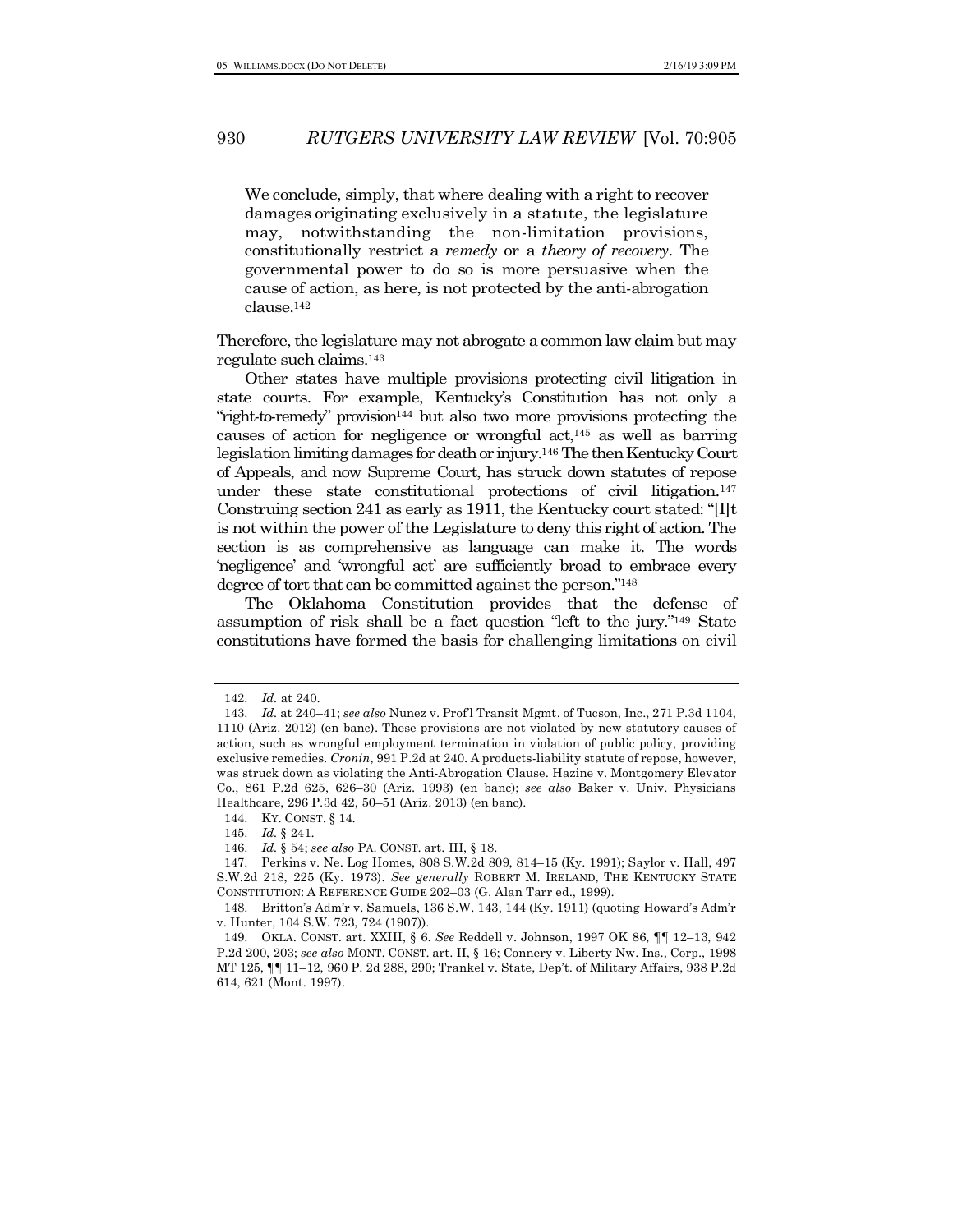> We conclude, simply, that where dealing with a right to recover damages originating exclusively in a statute, the legislature may, notwithstanding the non-limitation provisions, constitutionally restrict a *remedy* or a *theory of recovery*. The governmental power to do so is more persuasive when the cause of action, as here, is not protected by the anti-abrogation clause.[142]

Therefore, the legislature may not abrogate a common law claim but may regulate such claims.[143]

Other states have multiple provisions protecting civil litigation in state courts. For example, Kentucky's Constitution has not only a "right-to-remedy" provision[144] but also two more provisions protecting the causes of action for negligence or wrongful act,[145] as well as barring legislation limiting damages for death or injury.[146] The then Kentucky Court of Appeals, and now Supreme Court, has struck down statutes of repose under these state constitutional protections of civil litigation.[147] Construing section 241 as early as 1911, the Kentucky court stated: "[I]t is not within the power of the Legislature to deny this right of action. The section is as comprehensive as language can make it. The words 'negligence' and 'wrongful act' are sufficiently broad to embrace every degree of tort that can be committed against the person."[148]

The Oklahoma Constitution provides that the defense of assumption of risk shall be a fact question "left to the jury."[149] State constitutions have formed the basis for challenging limitations on civil

---

142. *Id.* at 240.

143. *Id.* at 240–41; *see also* Nunez v. Prof'l Transit Mgmt. of Tucson, Inc., 271 P.3d 1104, 1110 (Ariz. 2012) (en banc). These provisions are not violated by new statutory causes of action, such as wrongful employment termination in violation of public policy, providing exclusive remedies. *Cronin*, 991 P.2d at 240. A products-liability statute of repose, however, was struck down as violating the Anti-Abrogation Clause. Hazine v. Montgomery Elevator Co., 861 P.2d 625, 626–30 (Ariz. 1993) (en banc); *see also* Baker v. Univ. Physicians Healthcare, 296 P.3d 42, 50–51 (Ariz. 2013) (en banc).

144. KY. CONST. § 14.

145. *Id.* § 241.

146. *Id.* § 54; *see also* PA. CONST. art. III, § 18.

147. Perkins v. Ne. Log Homes, 808 S.W.2d 809, 814–15 (Ky. 1991); Saylor v. Hall, 497 S.W.2d 218, 225 (Ky. 1973). *See generally* ROBERT M. IRELAND, THE KENTUCKY STATE CONSTITUTION: A REFERENCE GUIDE 202–03 (G. Alan Tarr ed., 1999).

148. Britton's Adm'r v. Samuels, 136 S.W. 143, 144 (Ky. 1911) (quoting Howard's Adm'r v. Hunter, 104 S.W. 723, 724 (1907)).

149. OKLA. CONST. art. XXIII, § 6. *See* Reddell v. Johnson, 1997 OK 86, ¶¶ 12–13, 942 P.2d 200, 203; *see also* MONT. CONST. art. II, § 16; Connery v. Liberty Nw. Ins., Corp., 1998 MT 125, ¶¶ 11–12, 960 P. 2d 288, 290; Trankel v. State, Dep't. of Military Affairs, 938 P.2d 614, 621 (Mont. 1997).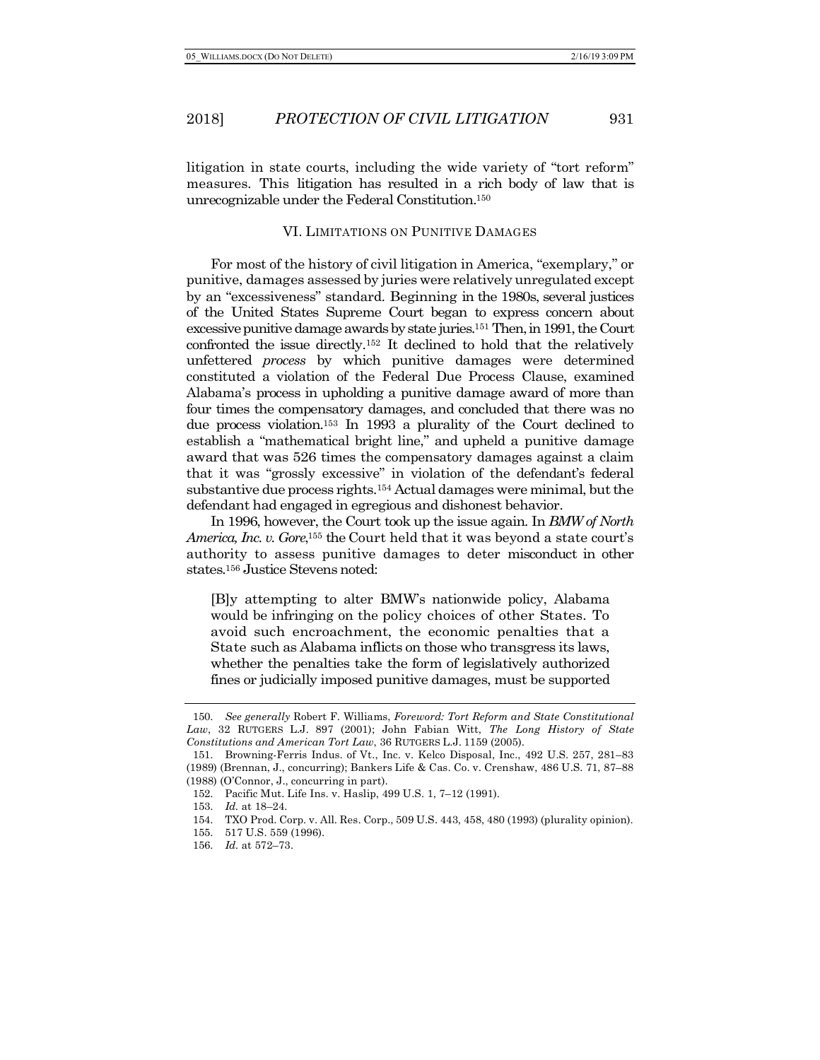litigation in state courts, including the wide variety of "tort reform" measures. This litigation has resulted in a rich body of law that is unrecognizable under the Federal Constitution.[150]

## VI. LIMITATIONS ON PUNITIVE DAMAGES

For most of the history of civil litigation in America, "exemplary," or punitive, damages assessed by juries were relatively unregulated except by an "excessiveness" standard. Beginning in the 1980s, several justices of the United States Supreme Court began to express concern about excessive punitive damage awards by state juries.[151] Then, in 1991, the Court confronted the issue directly.[152] It declined to hold that the relatively unfettered *process* by which punitive damages were determined constituted a violation of the Federal Due Process Clause, examined Alabama's process in upholding a punitive damage award of more than four times the compensatory damages, and concluded that there was no due process violation.[153] In 1993 a plurality of the Court declined to establish a "mathematical bright line," and upheld a punitive damage award that was 526 times the compensatory damages against a claim that it was "grossly excessive" in violation of the defendant's federal substantive due process rights.[154] Actual damages were minimal, but the defendant had engaged in egregious and dishonest behavior.

In 1996, however, the Court took up the issue again. In *BMW of North America, Inc. v. Gore*,[155] the Court held that it was beyond a state court's authority to assess punitive damages to deter misconduct in other states.[156] Justice Stevens noted:

> [B]y attempting to alter BMW's nationwide policy, Alabama would be infringing on the policy choices of other States. To avoid such encroachment, the economic penalties that a State such as Alabama inflicts on those who transgress its laws, whether the penalties take the form of legislatively authorized fines or judicially imposed punitive damages, must be supported

---

150. *See generally* Robert F. Williams, *Foreword: Tort Reform and State Constitutional Law*, 32 RUTGERS L.J. 897 (2001); John Fabian Witt, *The Long History of State Constitutions and American Tort Law*, 36 RUTGERS L.J. 1159 (2005).

151. Browning-Ferris Indus. of Vt., Inc. v. Kelco Disposal, Inc., 492 U.S. 257, 281–83 (1989) (Brennan, J., concurring); Bankers Life & Cas. Co. v. Crenshaw, 486 U.S. 71, 87–88 (1988) (O'Connor, J., concurring in part).

152. Pacific Mut. Life Ins. v. Haslip, 499 U.S. 1, 7–12 (1991).

153. *Id.* at 18–24.

154. TXO Prod. Corp. v. All. Res. Corp., 509 U.S. 443, 458, 480 (1993) (plurality opinion).

155. 517 U.S. 559 (1996).

156. *Id.* at 572–73.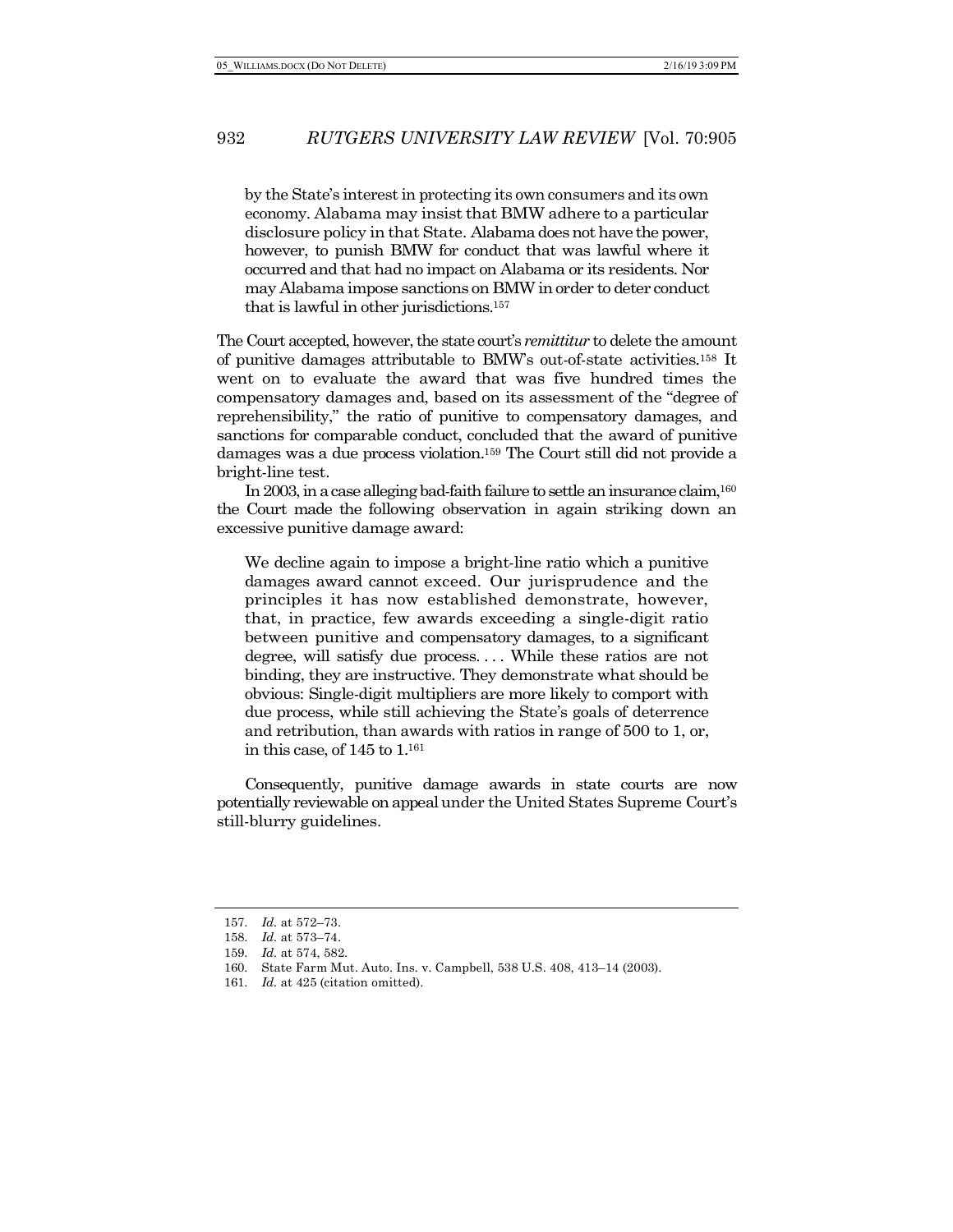> by the State's interest in protecting its own consumers and its own economy. Alabama may insist that BMW adhere to a particular disclosure policy in that State. Alabama does not have the power, however, to punish BMW for conduct that was lawful where it occurred and that had no impact on Alabama or its residents. Nor may Alabama impose sanctions on BMW in order to deter conduct that is lawful in other jurisdictions.[157]

The Court accepted, however, the state court's *remittitur* to delete the amount of punitive damages attributable to BMW's out-of-state activities.[158] It went on to evaluate the award that was five hundred times the compensatory damages and, based on its assessment of the "degree of reprehensibility," the ratio of punitive to compensatory damages, and sanctions for comparable conduct, concluded that the award of punitive damages was a due process violation.[159] The Court still did not provide a bright-line test.

In 2003, in a case alleging bad-faith failure to settle an insurance claim,[160] the Court made the following observation in again striking down an excessive punitive damage award:

> We decline again to impose a bright-line ratio which a punitive damages award cannot exceed. Our jurisprudence and the principles it has now established demonstrate, however, that, in practice, few awards exceeding a single-digit ratio between punitive and compensatory damages, to a significant degree, will satisfy due process. . . . While these ratios are not binding, they are instructive. They demonstrate what should be obvious: Single-digit multipliers are more likely to comport with due process, while still achieving the State's goals of deterrence and retribution, than awards with ratios in range of 500 to 1, or, in this case, of 145 to 1.[161]

Consequently, punitive damage awards in state courts are now potentially reviewable on appeal under the United States Supreme Court's still-blurry guidelines.

---

157. *Id.* at 572–73.

158. *Id.* at 573–74.

159. *Id.* at 574, 582.

160. State Farm Mut. Auto. Ins. v. Campbell, 538 U.S. 408, 413–14 (2003).

161. *Id.* at 425 (citation omitted).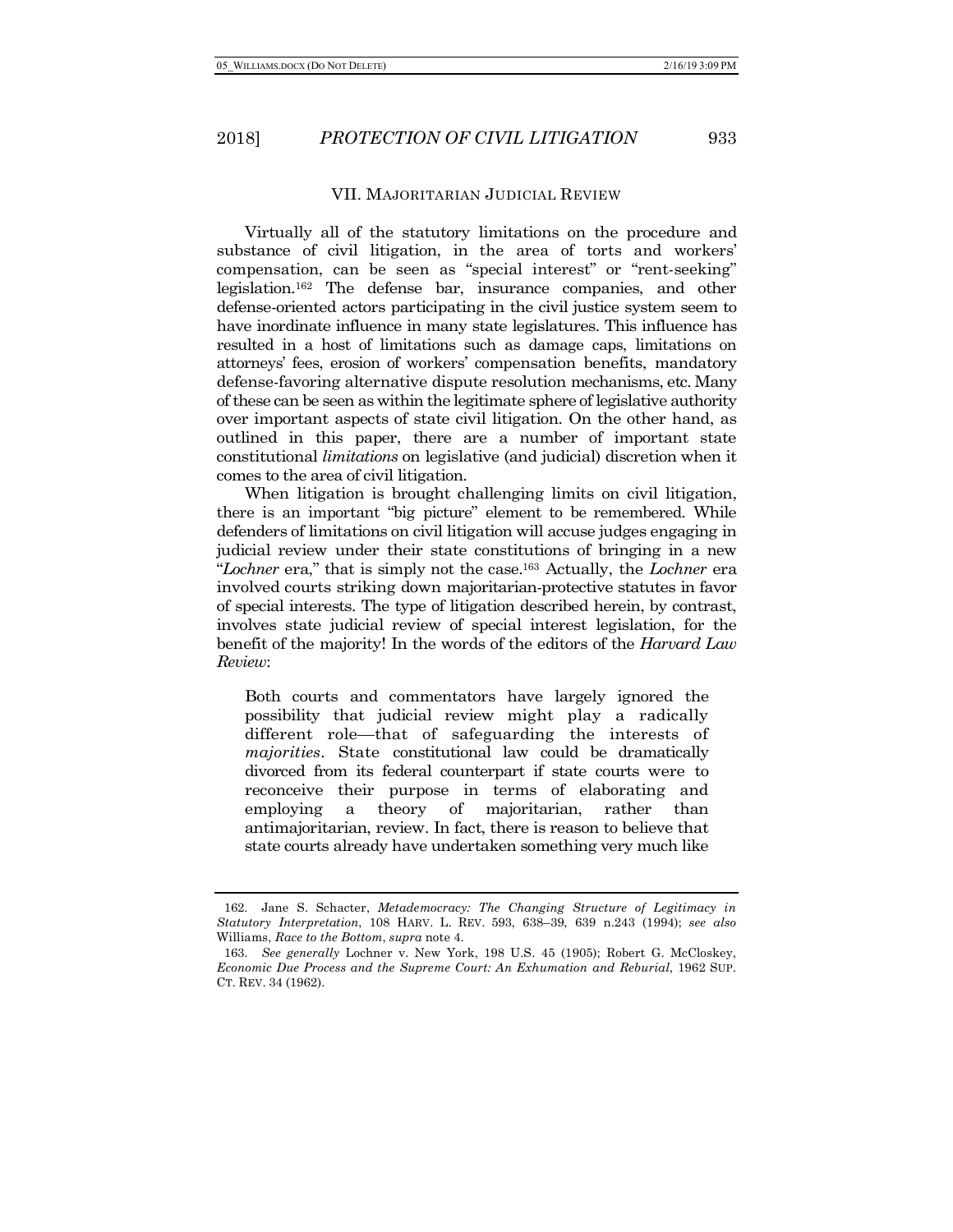## VII. MAJORITARIAN JUDICIAL REVIEW

Virtually all of the statutory limitations on the procedure and substance of civil litigation, in the area of torts and workers' compensation, can be seen as "special interest" or "rent-seeking" legislation.[162] The defense bar, insurance companies, and other defense-oriented actors participating in the civil justice system seem to have inordinate influence in many state legislatures. This influence has resulted in a host of limitations such as damage caps, limitations on attorneys' fees, erosion of workers' compensation benefits, mandatory defense-favoring alternative dispute resolution mechanisms, etc. Many of these can be seen as within the legitimate sphere of legislative authority over important aspects of state civil litigation. On the other hand, as outlined in this paper, there are a number of important state constitutional *limitations* on legislative (and judicial) discretion when it comes to the area of civil litigation.

When litigation is brought challenging limits on civil litigation, there is an important "big picture" element to be remembered. While defenders of limitations on civil litigation will accuse judges engaging in judicial review under their state constitutions of bringing in a new "*Lochner* era," that is simply not the case.[163] Actually, the *Lochner* era involved courts striking down majoritarian-protective statutes in favor of special interests. The type of litigation described herein, by contrast, involves state judicial review of special interest legislation, for the benefit of the majority! In the words of the editors of the *Harvard Law Review*:

> Both courts and commentators have largely ignored the possibility that judicial review might play a radically different role—that of safeguarding the interests of *majorities*. State constitutional law could be dramatically divorced from its federal counterpart if state courts were to reconceive their purpose in terms of elaborating and employing a theory of majoritarian, rather than antimajoritarian, review. In fact, there is reason to believe that state courts already have undertaken something very much like

---

162. Jane S. Schacter, *Metademocracy: The Changing Structure of Legitimacy in Statutory Interpretation*, 108 HARV. L. REV. 593, 638–39, 639 n.243 (1994); *see also* Williams, *Race to the Bottom*, *supra* note 4.

163. *See generally* Lochner v. New York, 198 U.S. 45 (1905); Robert G. McCloskey, *Economic Due Process and the Supreme Court: An Exhumation and Reburial*, 1962 SUP. CT. REV. 34 (1962).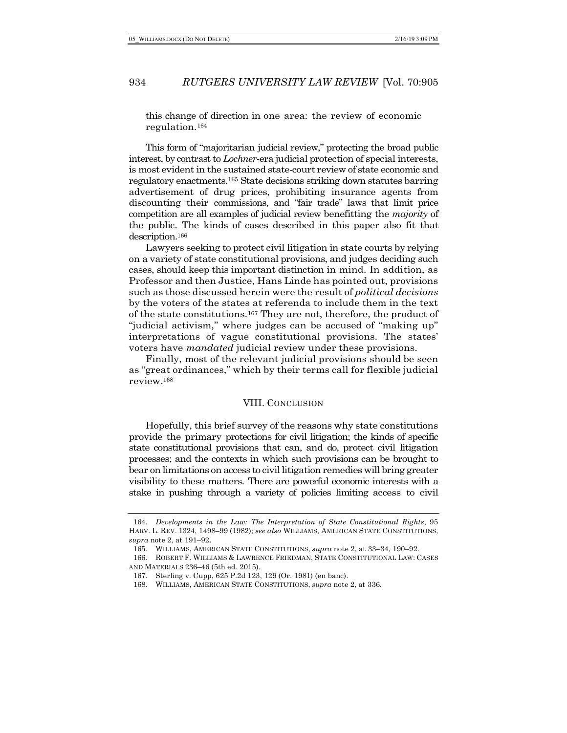this change of direction in one area: the review of economic regulation.[164]

This form of "majoritarian judicial review," protecting the broad public interest, by contrast to *Lochner*-era judicial protection of special interests, is most evident in the sustained state-court review of state economic and regulatory enactments.[165] State decisions striking down statutes barring advertisement of drug prices, prohibiting insurance agents from discounting their commissions, and "fair trade" laws that limit price competition are all examples of judicial review benefitting the *majority* of the public. The kinds of cases described in this paper also fit that description.[166]

Lawyers seeking to protect civil litigation in state courts by relying on a variety of state constitutional provisions, and judges deciding such cases, should keep this important distinction in mind. In addition, as Professor and then Justice, Hans Linde has pointed out, provisions such as those discussed herein were the result of *political decisions* by the voters of the states at referenda to include them in the text of the state constitutions.[167] They are not, therefore, the product of "judicial activism," where judges can be accused of "making up" interpretations of vague constitutional provisions. The states' voters have *mandated* judicial review under these provisions.

Finally, most of the relevant judicial provisions should be seen as "great ordinances," which by their terms call for flexible judicial review.[168]

## VIII. Conclusion

Hopefully, this brief survey of the reasons why state constitutions provide the primary protections for civil litigation; the kinds of specific state constitutional provisions that can, and do, protect civil litigation processes; and the contexts in which such provisions can be brought to bear on limitations on access to civil litigation remedies will bring greater visibility to these matters. There are powerful economic interests with a stake in pushing through a variety of policies limiting access to civil

---

164. *Developments in the Law: The Interpretation of State Constitutional Rights*, 95 HARV. L. REV. 1324, 1498–99 (1982); *see also* WILLIAMS, AMERICAN STATE CONSTITUTIONS, *supra* note 2, at 191–92.

165. WILLIAMS, AMERICAN STATE CONSTITUTIONS, *supra* note 2, at 33–34, 190–92.

166. ROBERT F. WILLIAMS & LAWRENCE FRIEDMAN, STATE CONSTITUTIONAL LAW: CASES AND MATERIALS 236–46 (5th ed. 2015).

167. Sterling v. Cupp, 625 P.2d 123, 129 (Or. 1981) (en banc).

168. WILLIAMS, AMERICAN STATE CONSTITUTIONS, *supra* note 2, at 336.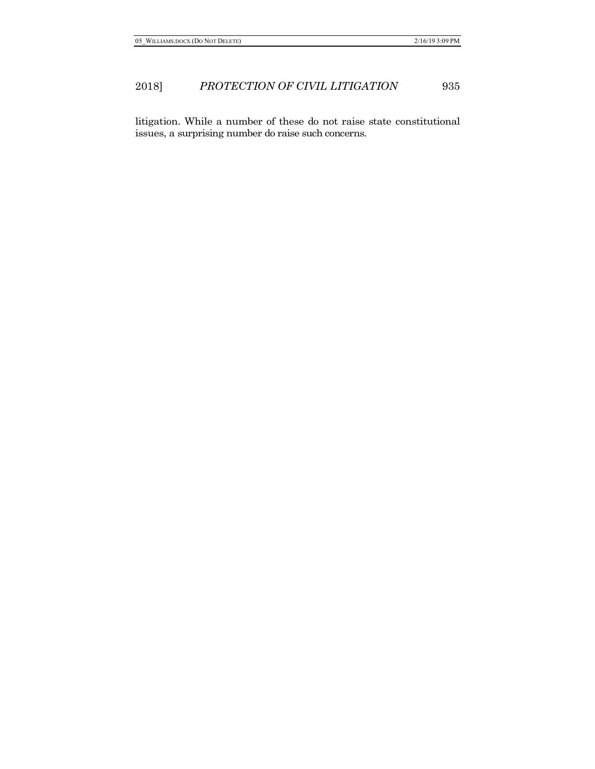litigation. While a number of these do not raise state constitutional issues, a surprising number do raise such concerns.